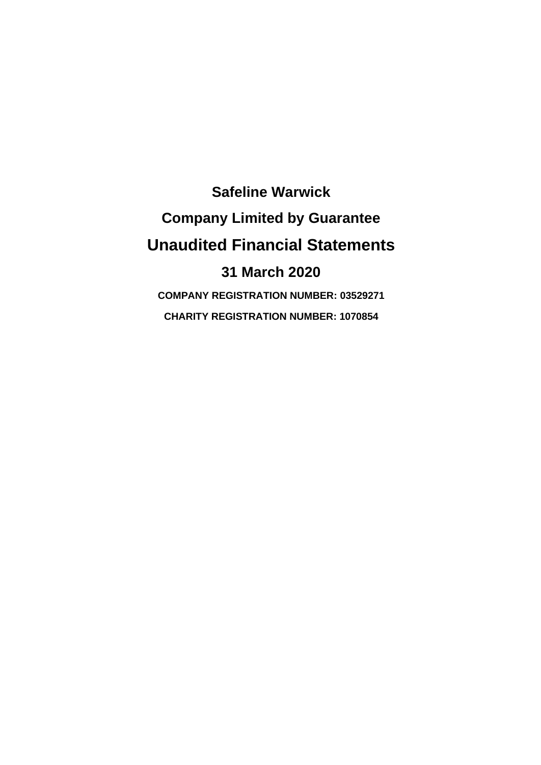# Safeline Warwick

## Company Limited by Guarantee

# Unaudited Financial Statements

## 31 March 2020

**COMPANY REGISTRATION NUMBER: 03529271**

**CHARITY REGISTRATION NUMBER: 1070854**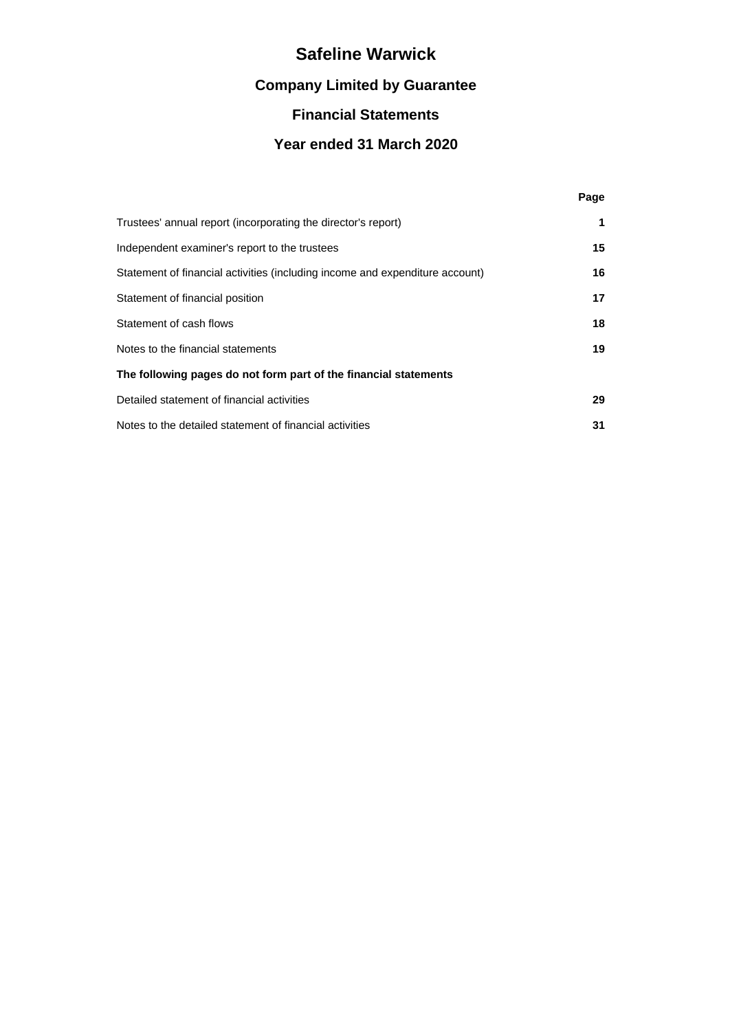# Safeline Warwick

## Company Limited by Guarantee

## Financial Statements

## Year ended 31 March 2020

| | Page |
|---|---|
| Trustees' annual report (incorporating the director's report) | **1** |
| Independent examiner's report to the trustees | **15** |
| Statement of financial activities (including income and expenditure account) | **16** |
| Statement of financial position | **17** |
| Statement of cash flows | **18** |
| Notes to the financial statements | **19** |
| **The following pages do not form part of the financial statements** | |
| Detailed statement of financial activities | **29** |
| Notes to the detailed statement of financial activities | **31** |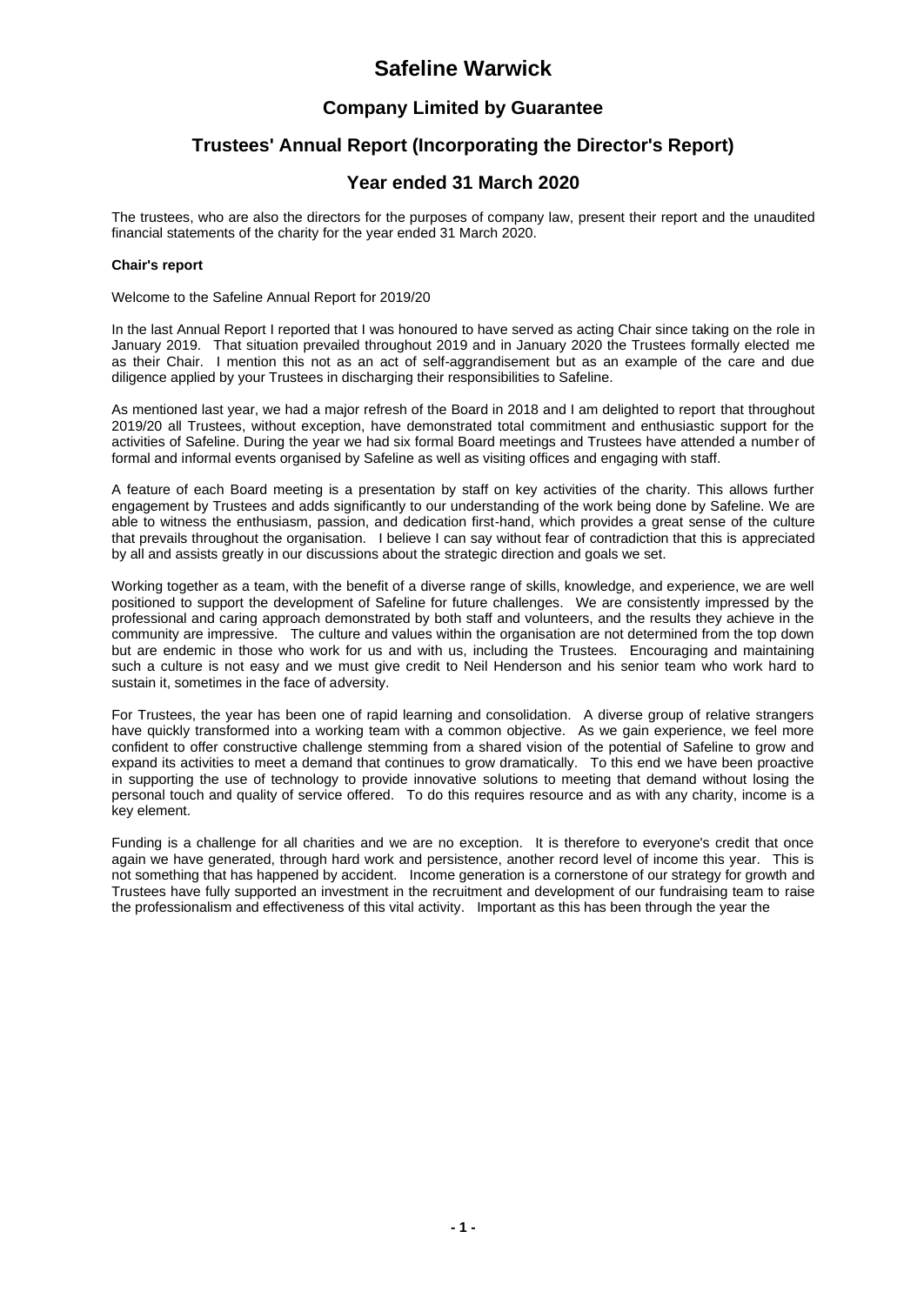# Safeline Warwick

## Company Limited by Guarantee

## Trustees' Annual Report (Incorporating the Director's Report)

## Year ended 31 March 2020

The trustees, who are also the directors for the purposes of company law, present their report and the unaudited financial statements of the charity for the year ended 31 March 2020.

**Chair's report**

Welcome to the Safeline Annual Report for 2019/20

In the last Annual Report I reported that I was honoured to have served as acting Chair since taking on the role in January 2019. That situation prevailed throughout 2019 and in January 2020 the Trustees formally elected me as their Chair. I mention this not as an act of self-aggrandisement but as an example of the care and due diligence applied by your Trustees in discharging their responsibilities to Safeline.

As mentioned last year, we had a major refresh of the Board in 2018 and I am delighted to report that throughout 2019/20 all Trustees, without exception, have demonstrated total commitment and enthusiastic support for the activities of Safeline. During the year we had six formal Board meetings and Trustees have attended a number of formal and informal events organised by Safeline as well as visiting offices and engaging with staff.

A feature of each Board meeting is a presentation by staff on key activities of the charity. This allows further engagement by Trustees and adds significantly to our understanding of the work being done by Safeline. We are able to witness the enthusiasm, passion, and dedication first-hand, which provides a great sense of the culture that prevails throughout the organisation. I believe I can say without fear of contradiction that this is appreciated by all and assists greatly in our discussions about the strategic direction and goals we set.

Working together as a team, with the benefit of a diverse range of skills, knowledge, and experience, we are well positioned to support the development of Safeline for future challenges. We are consistently impressed by the professional and caring approach demonstrated by both staff and volunteers, and the results they achieve in the community are impressive. The culture and values within the organisation are not determined from the top down but are endemic in those who work for us and with us, including the Trustees. Encouraging and maintaining such a culture is not easy and we must give credit to Neil Henderson and his senior team who work hard to sustain it, sometimes in the face of adversity.

For Trustees, the year has been one of rapid learning and consolidation. A diverse group of relative strangers have quickly transformed into a working team with a common objective. As we gain experience, we feel more confident to offer constructive challenge stemming from a shared vision of the potential of Safeline to grow and expand its activities to meet a demand that continues to grow dramatically. To this end we have been proactive in supporting the use of technology to provide innovative solutions to meeting that demand without losing the personal touch and quality of service offered. To do this requires resource and as with any charity, income is a key element.

Funding is a challenge for all charities and we are no exception. It is therefore to everyone's credit that once again we have generated, through hard work and persistence, another record level of income this year. This is not something that has happened by accident. Income generation is a cornerstone of our strategy for growth and Trustees have fully supported an investment in the recruitment and development of our fundraising team to raise the professionalism and effectiveness of this vital activity. Important as this has been through the year the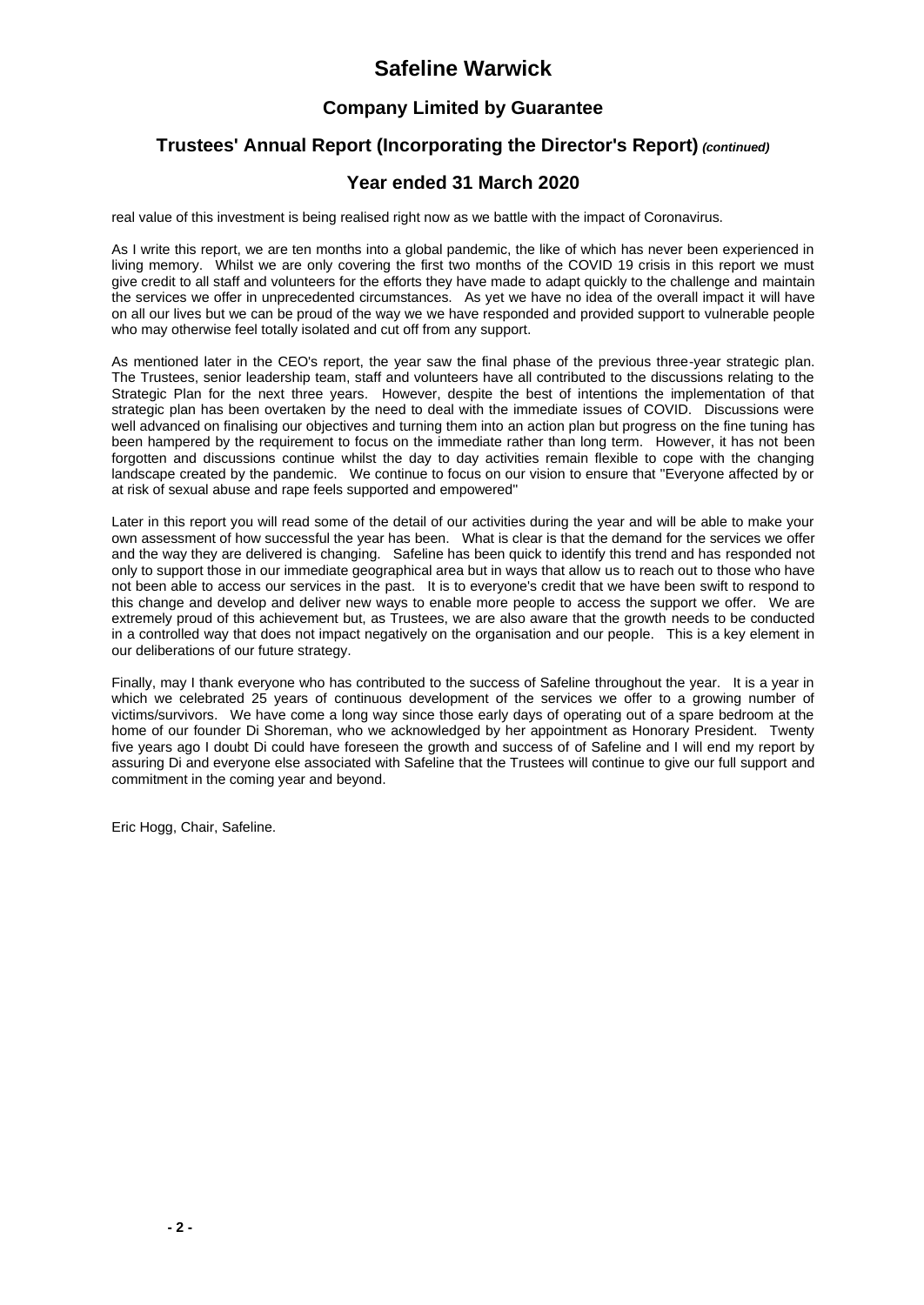real value of this investment is being realised right now as we battle with the impact of Coronavirus.

As I write this report, we are ten months into a global pandemic, the like of which has never been experienced in living memory. Whilst we are only covering the first two months of the COVID 19 crisis in this report we must give credit to all staff and volunteers for the efforts they have made to adapt quickly to the challenge and maintain the services we offer in unprecedented circumstances. As yet we have no idea of the overall impact it will have on all our lives but we can be proud of the way we we have responded and provided support to vulnerable people who may otherwise feel totally isolated and cut off from any support.

As mentioned later in the CEO's report, the year saw the final phase of the previous three-year strategic plan. The Trustees, senior leadership team, staff and volunteers have all contributed to the discussions relating to the Strategic Plan for the next three years. However, despite the best of intentions the implementation of that strategic plan has been overtaken by the need to deal with the immediate issues of COVID. Discussions were well advanced on finalising our objectives and turning them into an action plan but progress on the fine tuning has been hampered by the requirement to focus on the immediate rather than long term. However, it has not been forgotten and discussions continue whilst the day to day activities remain flexible to cope with the changing landscape created by the pandemic. We continue to focus on our vision to ensure that "Everyone affected by or at risk of sexual abuse and rape feels supported and empowered"

Later in this report you will read some of the detail of our activities during the year and will be able to make your own assessment of how successful the year has been. What is clear is that the demand for the services we offer and the way they are delivered is changing. Safeline has been quick to identify this trend and has responded not only to support those in our immediate geographical area but in ways that allow us to reach out to those who have not been able to access our services in the past. It is to everyone's credit that we have been swift to respond to this change and develop and deliver new ways to enable more people to access the support we offer. We are extremely proud of this achievement but, as Trustees, we are also aware that the growth needs to be conducted in a controlled way that does not impact negatively on the organisation and our people. This is a key element in our deliberations of our future strategy.

Finally, may I thank everyone who has contributed to the success of Safeline throughout the year. It is a year in which we celebrated 25 years of continuous development of the services we offer to a growing number of victims/survivors. We have come a long way since those early days of operating out of a spare bedroom at the home of our founder Di Shoreman, who we acknowledged by her appointment as Honorary President. Twenty five years ago I doubt Di could have foreseen the growth and success of of Safeline and I will end my report by assuring Di and everyone else associated with Safeline that the Trustees will continue to give our full support and commitment in the coming year and beyond.

Eric Hogg, Chair, Safeline.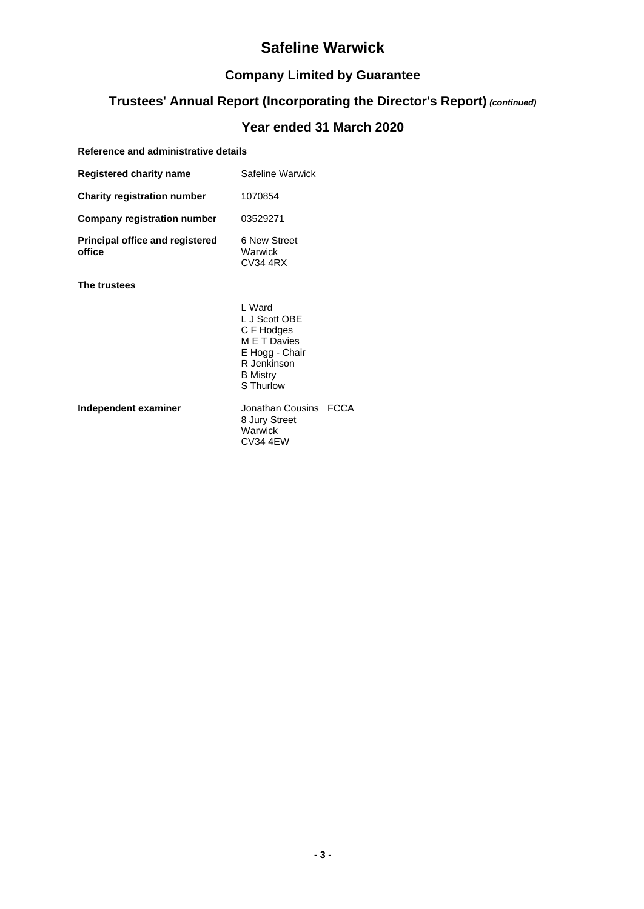# Safeline Warwick

## Company Limited by Guarantee

## Trustees' Annual Report (Incorporating the Director's Report) *(continued)*

## Year ended 31 March 2020

**Reference and administrative details**

| | |
|---|---|
| **Registered charity name** | Safeline Warwick |
| **Charity registration number** | 1070854 |
| **Company registration number** | 03529271 |
| **Principal office and registered office** | 6 New Street<br>Warwick<br>CV34 4RX |

**The trustees**

L Ward
L J Scott OBE
C F Hodges
M E T Davies
E Hogg - Chair
R Jenkinson
B Mistry
S Thurlow

| | |
|---|---|
| **Independent examiner** | Jonathan Cousins FCCA<br>8 Jury Street<br>Warwick<br>CV34 4EW |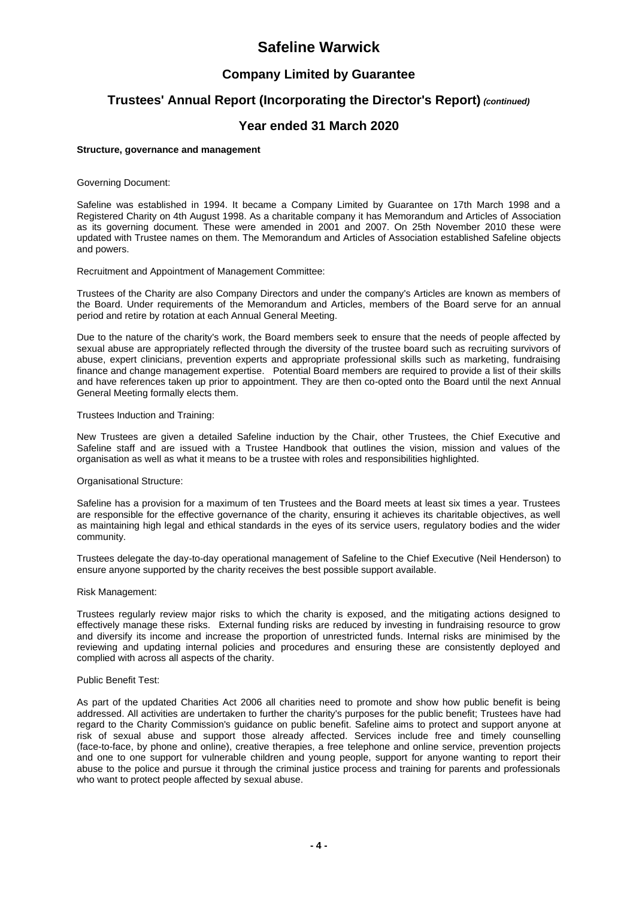# Safeline Warwick

## Company Limited by Guarantee

## Trustees' Annual Report (Incorporating the Director's Report) *(continued)*

## Year ended 31 March 2020

**Structure, governance and management**

Governing Document:

Safeline was established in 1994. It became a Company Limited by Guarantee on 17th March 1998 and a Registered Charity on 4th August 1998. As a charitable company it has Memorandum and Articles of Association as its governing document. These were amended in 2001 and 2007. On 25th November 2010 these were updated with Trustee names on them. The Memorandum and Articles of Association established Safeline objects and powers.

Recruitment and Appointment of Management Committee:

Trustees of the Charity are also Company Directors and under the company's Articles are known as members of the Board. Under requirements of the Memorandum and Articles, members of the Board serve for an annual period and retire by rotation at each Annual General Meeting.

Due to the nature of the charity's work, the Board members seek to ensure that the needs of people affected by sexual abuse are appropriately reflected through the diversity of the trustee board such as recruiting survivors of abuse, expert clinicians, prevention experts and appropriate professional skills such as marketing, fundraising finance and change management expertise. Potential Board members are required to provide a list of their skills and have references taken up prior to appointment. They are then co-opted onto the Board until the next Annual General Meeting formally elects them.

Trustees Induction and Training:

New Trustees are given a detailed Safeline induction by the Chair, other Trustees, the Chief Executive and Safeline staff and are issued with a Trustee Handbook that outlines the vision, mission and values of the organisation as well as what it means to be a trustee with roles and responsibilities highlighted.

Organisational Structure:

Safeline has a provision for a maximum of ten Trustees and the Board meets at least six times a year. Trustees are responsible for the effective governance of the charity, ensuring it achieves its charitable objectives, as well as maintaining high legal and ethical standards in the eyes of its service users, regulatory bodies and the wider community.

Trustees delegate the day-to-day operational management of Safeline to the Chief Executive (Neil Henderson) to ensure anyone supported by the charity receives the best possible support available.

Risk Management:

Trustees regularly review major risks to which the charity is exposed, and the mitigating actions designed to effectively manage these risks. External funding risks are reduced by investing in fundraising resource to grow and diversify its income and increase the proportion of unrestricted funds. Internal risks are minimised by the reviewing and updating internal policies and procedures and ensuring these are consistently deployed and complied with across all aspects of the charity.

Public Benefit Test:

As part of the updated Charities Act 2006 all charities need to promote and show how public benefit is being addressed. All activities are undertaken to further the charity's purposes for the public benefit; Trustees have had regard to the Charity Commission's guidance on public benefit. Safeline aims to protect and support anyone at risk of sexual abuse and support those already affected. Services include free and timely counselling (face-to-face, by phone and online), creative therapies, a free telephone and online service, prevention projects and one to one support for vulnerable children and young people, support for anyone wanting to report their abuse to the police and pursue it through the criminal justice process and training for parents and professionals who want to protect people affected by sexual abuse.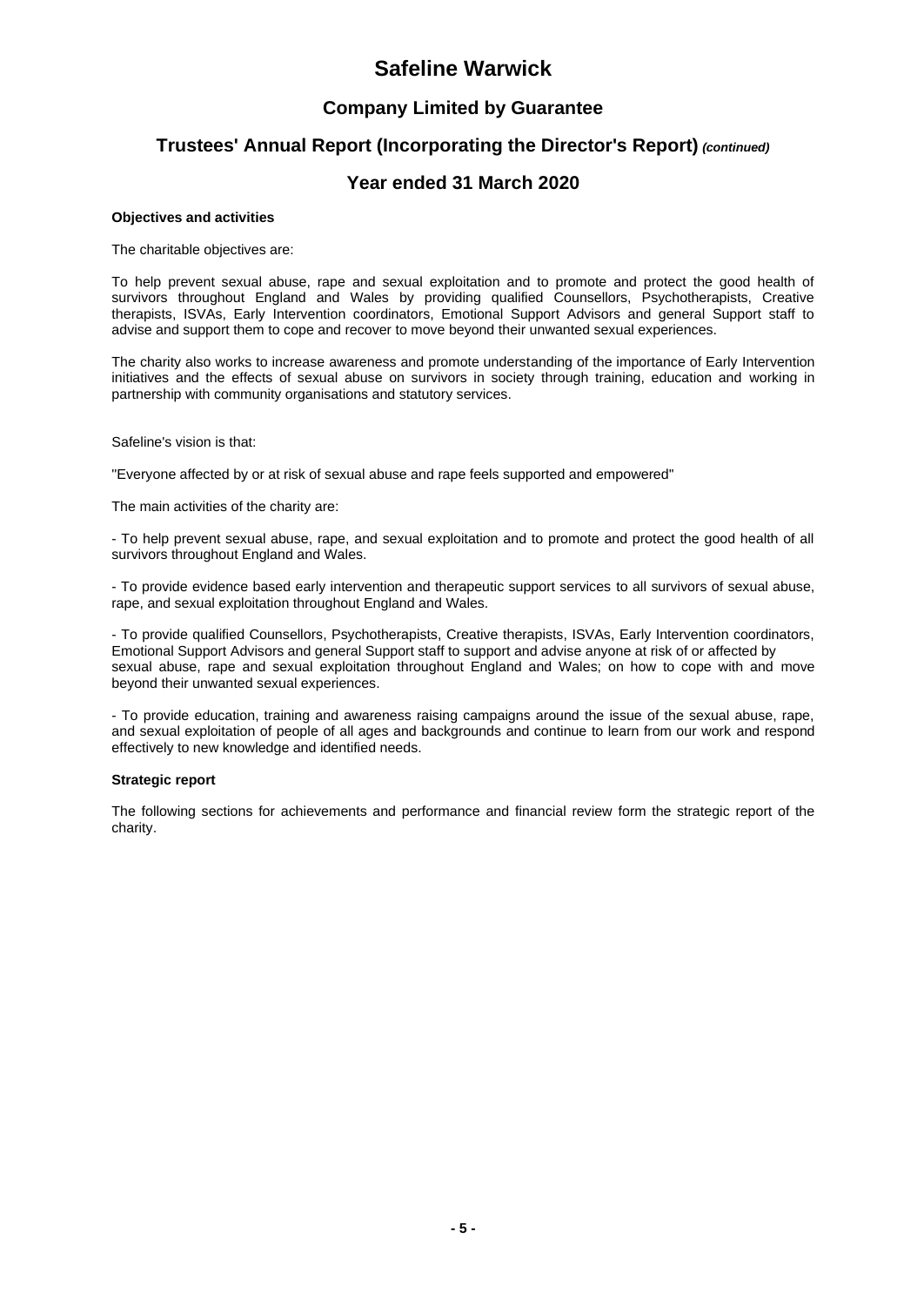# Safeline Warwick

## Company Limited by Guarantee

## Trustees' Annual Report (Incorporating the Director's Report) *(continued)*

## Year ended 31 March 2020

**Objectives and activities**

The charitable objectives are:

To help prevent sexual abuse, rape and sexual exploitation and to promote and protect the good health of survivors throughout England and Wales by providing qualified Counsellors, Psychotherapists, Creative therapists, ISVAs, Early Intervention coordinators, Emotional Support Advisors and general Support staff to advise and support them to cope and recover to move beyond their unwanted sexual experiences.

The charity also works to increase awareness and promote understanding of the importance of Early Intervention initiatives and the effects of sexual abuse on survivors in society through training, education and working in partnership with community organisations and statutory services.

Safeline's vision is that:

"Everyone affected by or at risk of sexual abuse and rape feels supported and empowered"

The main activities of the charity are:

- To help prevent sexual abuse, rape, and sexual exploitation and to promote and protect the good health of all survivors throughout England and Wales.

- To provide evidence based early intervention and therapeutic support services to all survivors of sexual abuse, rape, and sexual exploitation throughout England and Wales.

- To provide qualified Counsellors, Psychotherapists, Creative therapists, ISVAs, Early Intervention coordinators, Emotional Support Advisors and general Support staff to support and advise anyone at risk of or affected by sexual abuse, rape and sexual exploitation throughout England and Wales; on how to cope with and move beyond their unwanted sexual experiences.

- To provide education, training and awareness raising campaigns around the issue of the sexual abuse, rape, and sexual exploitation of people of all ages and backgrounds and continue to learn from our work and respond effectively to new knowledge and identified needs.

**Strategic report**

The following sections for achievements and performance and financial review form the strategic report of the charity.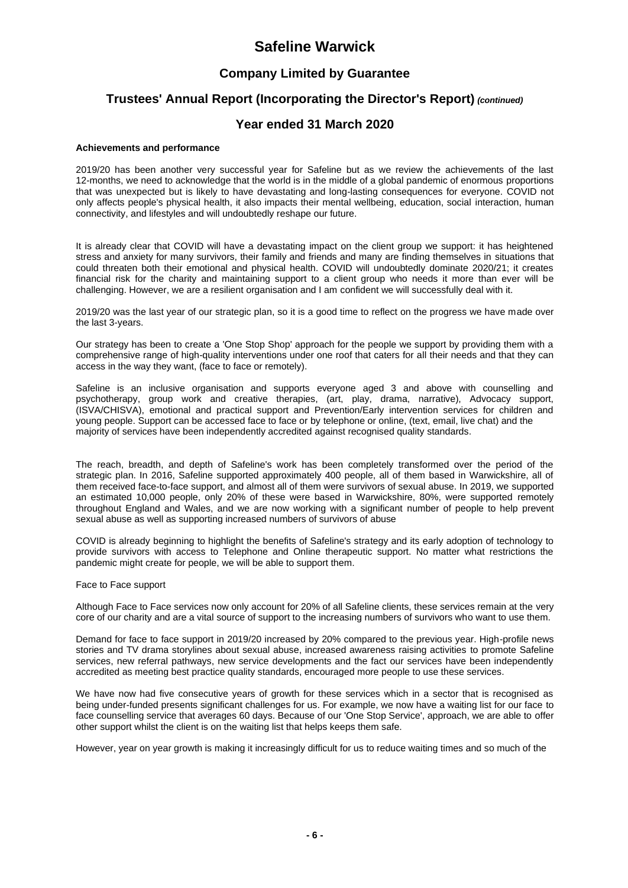**Achievements and performance**

2019/20 has been another very successful year for Safeline but as we review the achievements of the last 12-months, we need to acknowledge that the world is in the middle of a global pandemic of enormous proportions that was unexpected but is likely to have devastating and long-lasting consequences for everyone. COVID not only affects people's physical health, it also impacts their mental wellbeing, education, social interaction, human connectivity, and lifestyles and will undoubtedly reshape our future.

It is already clear that COVID will have a devastating impact on the client group we support: it has heightened stress and anxiety for many survivors, their family and friends and many are finding themselves in situations that could threaten both their emotional and physical health. COVID will undoubtedly dominate 2020/21; it creates financial risk for the charity and maintaining support to a client group who needs it more than ever will be challenging. However, we are a resilient organisation and I am confident we will successfully deal with it.

2019/20 was the last year of our strategic plan, so it is a good time to reflect on the progress we have made over the last 3-years.

Our strategy has been to create a 'One Stop Shop' approach for the people we support by providing them with a comprehensive range of high-quality interventions under one roof that caters for all their needs and that they can access in the way they want, (face to face or remotely).

Safeline is an inclusive organisation and supports everyone aged 3 and above with counselling and psychotherapy, group work and creative therapies, (art, play, drama, narrative), Advocacy support, (ISVA/CHISVA), emotional and practical support and Prevention/Early intervention services for children and young people. Support can be accessed face to face or by telephone or online, (text, email, live chat) and the majority of services have been independently accredited against recognised quality standards.

The reach, breadth, and depth of Safeline's work has been completely transformed over the period of the strategic plan. In 2016, Safeline supported approximately 400 people, all of them based in Warwickshire, all of them received face-to-face support, and almost all of them were survivors of sexual abuse. In 2019, we supported an estimated 10,000 people, only 20% of these were based in Warwickshire, 80%, were supported remotely throughout England and Wales, and we are now working with a significant number of people to help prevent sexual abuse as well as supporting increased numbers of survivors of abuse

COVID is already beginning to highlight the benefits of Safeline's strategy and its early adoption of technology to provide survivors with access to Telephone and Online therapeutic support. No matter what restrictions the pandemic might create for people, we will be able to support them.

Face to Face support

Although Face to Face services now only account for 20% of all Safeline clients, these services remain at the very core of our charity and are a vital source of support to the increasing numbers of survivors who want to use them.

Demand for face to face support in 2019/20 increased by 20% compared to the previous year. High-profile news stories and TV drama storylines about sexual abuse, increased awareness raising activities to promote Safeline services, new referral pathways, new service developments and the fact our services have been independently accredited as meeting best practice quality standards, encouraged more people to use these services.

We have now had five consecutive years of growth for these services which in a sector that is recognised as being under-funded presents significant challenges for us. For example, we now have a waiting list for our face to face counselling service that averages 60 days. Because of our 'One Stop Service', approach, we are able to offer other support whilst the client is on the waiting list that helps keeps them safe.

However, year on year growth is making it increasingly difficult for us to reduce waiting times and so much of the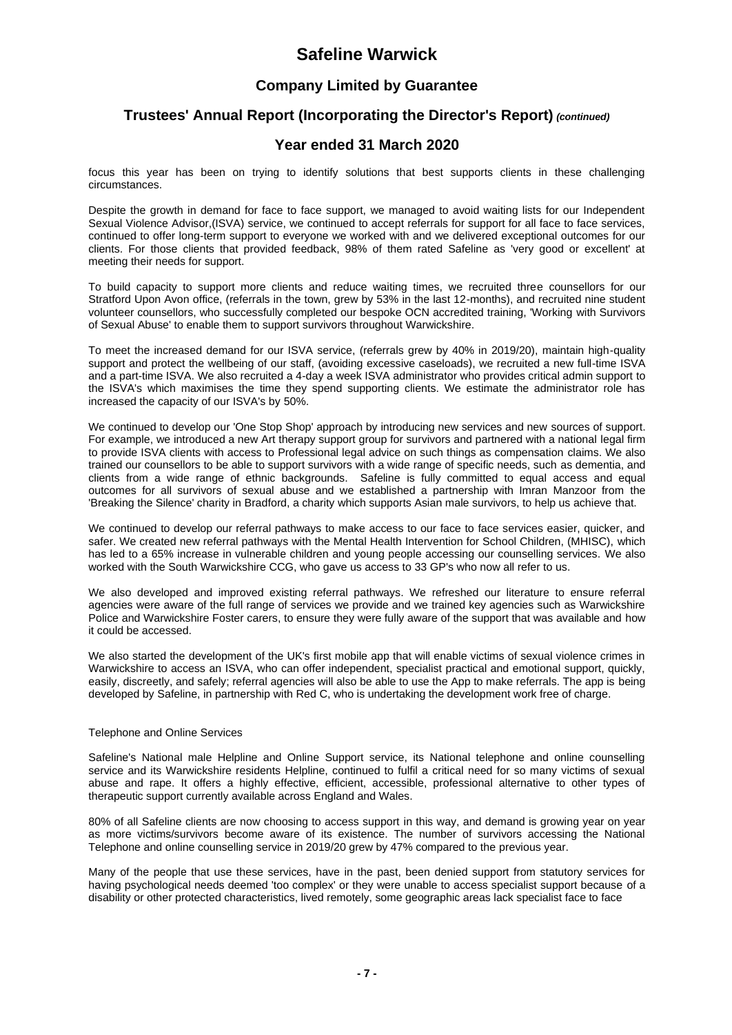focus this year has been on trying to identify solutions that best supports clients in these challenging circumstances.

Despite the growth in demand for face to face support, we managed to avoid waiting lists for our Independent Sexual Violence Advisor,(ISVA) service, we continued to accept referrals for support for all face to face services, continued to offer long-term support to everyone we worked with and we delivered exceptional outcomes for our clients. For those clients that provided feedback, 98% of them rated Safeline as 'very good or excellent' at meeting their needs for support.

To build capacity to support more clients and reduce waiting times, we recruited three counsellors for our Stratford Upon Avon office, (referrals in the town, grew by 53% in the last 12-months), and recruited nine student volunteer counsellors, who successfully completed our bespoke OCN accredited training, 'Working with Survivors of Sexual Abuse' to enable them to support survivors throughout Warwickshire.

To meet the increased demand for our ISVA service, (referrals grew by 40% in 2019/20), maintain high-quality support and protect the wellbeing of our staff, (avoiding excessive caseloads), we recruited a new full-time ISVA and a part-time ISVA. We also recruited a 4-day a week ISVA administrator who provides critical admin support to the ISVA's which maximises the time they spend supporting clients. We estimate the administrator role has increased the capacity of our ISVA's by 50%.

We continued to develop our 'One Stop Shop' approach by introducing new services and new sources of support. For example, we introduced a new Art therapy support group for survivors and partnered with a national legal firm to provide ISVA clients with access to Professional legal advice on such things as compensation claims. We also trained our counsellors to be able to support survivors with a wide range of specific needs, such as dementia, and clients from a wide range of ethnic backgrounds. Safeline is fully committed to equal access and equal outcomes for all survivors of sexual abuse and we established a partnership with Imran Manzoor from the 'Breaking the Silence' charity in Bradford, a charity which supports Asian male survivors, to help us achieve that.

We continued to develop our referral pathways to make access to our face to face services easier, quicker, and safer. We created new referral pathways with the Mental Health Intervention for School Children, (MHISC), which has led to a 65% increase in vulnerable children and young people accessing our counselling services. We also worked with the South Warwickshire CCG, who gave us access to 33 GP's who now all refer to us.

We also developed and improved existing referral pathways. We refreshed our literature to ensure referral agencies were aware of the full range of services we provide and we trained key agencies such as Warwickshire Police and Warwickshire Foster carers, to ensure they were fully aware of the support that was available and how it could be accessed.

We also started the development of the UK's first mobile app that will enable victims of sexual violence crimes in Warwickshire to access an ISVA, who can offer independent, specialist practical and emotional support, quickly, easily, discreetly, and safely; referral agencies will also be able to use the App to make referrals. The app is being developed by Safeline, in partnership with Red C, who is undertaking the development work free of charge.

Telephone and Online Services

Safeline's National male Helpline and Online Support service, its National telephone and online counselling service and its Warwickshire residents Helpline, continued to fulfil a critical need for so many victims of sexual abuse and rape. It offers a highly effective, efficient, accessible, professional alternative to other types of therapeutic support currently available across England and Wales.

80% of all Safeline clients are now choosing to access support in this way, and demand is growing year on year as more victims/survivors become aware of its existence. The number of survivors accessing the National Telephone and online counselling service in 2019/20 grew by 47% compared to the previous year.

Many of the people that use these services, have in the past, been denied support from statutory services for having psychological needs deemed 'too complex' or they were unable to access specialist support because of a disability or other protected characteristics, lived remotely, some geographic areas lack specialist face to face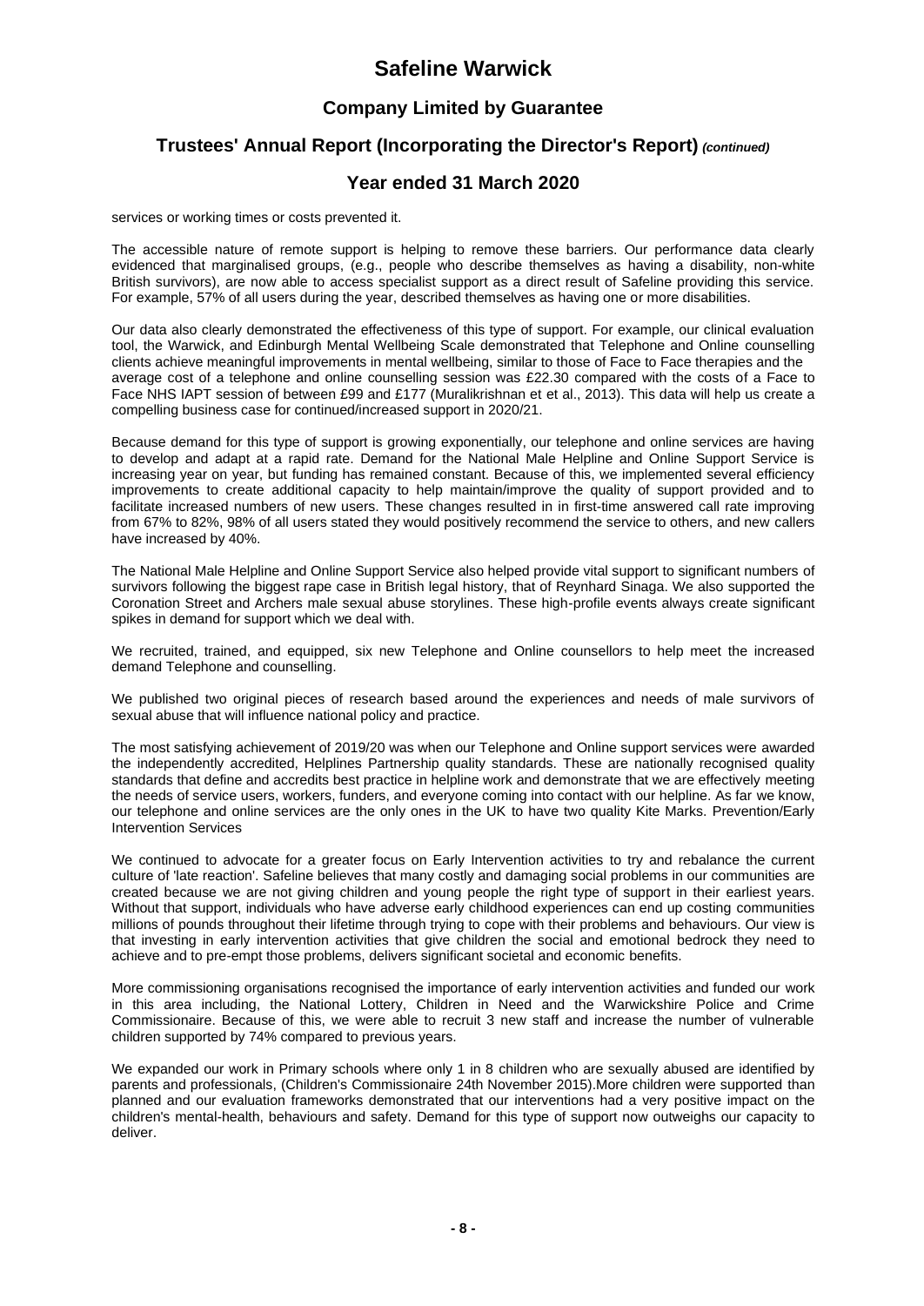services or working times or costs prevented it.

The accessible nature of remote support is helping to remove these barriers. Our performance data clearly evidenced that marginalised groups, (e.g., people who describe themselves as having a disability, non-white British survivors), are now able to access specialist support as a direct result of Safeline providing this service. For example, 57% of all users during the year, described themselves as having one or more disabilities.

Our data also clearly demonstrated the effectiveness of this type of support. For example, our clinical evaluation tool, the Warwick, and Edinburgh Mental Wellbeing Scale demonstrated that Telephone and Online counselling clients achieve meaningful improvements in mental wellbeing, similar to those of Face to Face therapies and the average cost of a telephone and online counselling session was £22.30 compared with the costs of a Face to Face NHS IAPT session of between £99 and £177 (Muralikrishnan et et al., 2013). This data will help us create a compelling business case for continued/increased support in 2020/21.

Because demand for this type of support is growing exponentially, our telephone and online services are having to develop and adapt at a rapid rate. Demand for the National Male Helpline and Online Support Service is increasing year on year, but funding has remained constant. Because of this, we implemented several efficiency improvements to create additional capacity to help maintain/improve the quality of support provided and to facilitate increased numbers of new users. These changes resulted in in first-time answered call rate improving from 67% to 82%, 98% of all users stated they would positively recommend the service to others, and new callers have increased by 40%.

The National Male Helpline and Online Support Service also helped provide vital support to significant numbers of survivors following the biggest rape case in British legal history, that of Reynhard Sinaga. We also supported the Coronation Street and Archers male sexual abuse storylines. These high-profile events always create significant spikes in demand for support which we deal with.

We recruited, trained, and equipped, six new Telephone and Online counsellors to help meet the increased demand Telephone and counselling.

We published two original pieces of research based around the experiences and needs of male survivors of sexual abuse that will influence national policy and practice.

The most satisfying achievement of 2019/20 was when our Telephone and Online support services were awarded the independently accredited, Helplines Partnership quality standards. These are nationally recognised quality standards that define and accredits best practice in helpline work and demonstrate that we are effectively meeting the needs of service users, workers, funders, and everyone coming into contact with our helpline. As far we know, our telephone and online services are the only ones in the UK to have two quality Kite Marks. Prevention/Early Intervention Services

We continued to advocate for a greater focus on Early Intervention activities to try and rebalance the current culture of 'late reaction'. Safeline believes that many costly and damaging social problems in our communities are created because we are not giving children and young people the right type of support in their earliest years. Without that support, individuals who have adverse early childhood experiences can end up costing communities millions of pounds throughout their lifetime through trying to cope with their problems and behaviours. Our view is that investing in early intervention activities that give children the social and emotional bedrock they need to achieve and to pre-empt those problems, delivers significant societal and economic benefits.

More commissioning organisations recognised the importance of early intervention activities and funded our work in this area including, the National Lottery, Children in Need and the Warwickshire Police and Crime Commissionaire. Because of this, we were able to recruit 3 new staff and increase the number of vulnerable children supported by 74% compared to previous years.

We expanded our work in Primary schools where only 1 in 8 children who are sexually abused are identified by parents and professionals, (Children's Commissionaire 24th November 2015).More children were supported than planned and our evaluation frameworks demonstrated that our interventions had a very positive impact on the children's mental-health, behaviours and safety. Demand for this type of support now outweighs our capacity to deliver.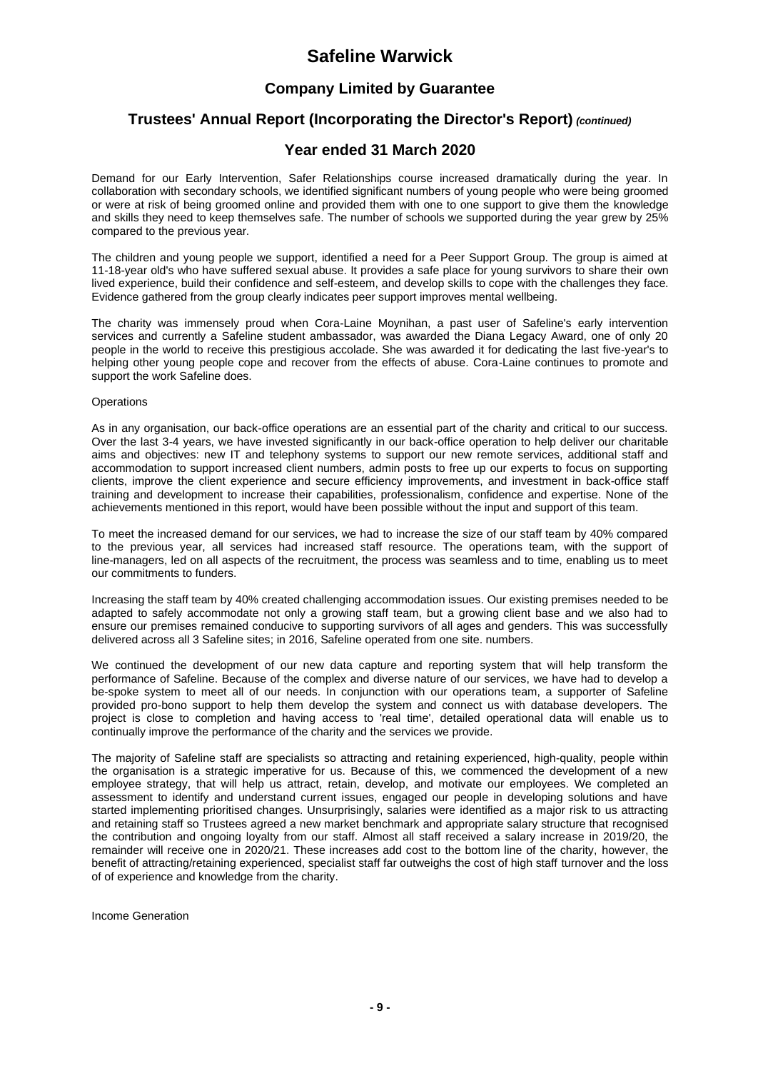Demand for our Early Intervention, Safer Relationships course increased dramatically during the year. In collaboration with secondary schools, we identified significant numbers of young people who were being groomed or were at risk of being groomed online and provided them with one to one support to give them the knowledge and skills they need to keep themselves safe. The number of schools we supported during the year grew by 25% compared to the previous year.

The children and young people we support, identified a need for a Peer Support Group. The group is aimed at 11-18-year old's who have suffered sexual abuse. It provides a safe place for young survivors to share their own lived experience, build their confidence and self-esteem, and develop skills to cope with the challenges they face. Evidence gathered from the group clearly indicates peer support improves mental wellbeing.

The charity was immensely proud when Cora-Laine Moynihan, a past user of Safeline's early intervention services and currently a Safeline student ambassador, was awarded the Diana Legacy Award, one of only 20 people in the world to receive this prestigious accolade. She was awarded it for dedicating the last five-year's to helping other young people cope and recover from the effects of abuse. Cora-Laine continues to promote and support the work Safeline does.

Operations

As in any organisation, our back-office operations are an essential part of the charity and critical to our success. Over the last 3-4 years, we have invested significantly in our back-office operation to help deliver our charitable aims and objectives: new IT and telephony systems to support our new remote services, additional staff and accommodation to support increased client numbers, admin posts to free up our experts to focus on supporting clients, improve the client experience and secure efficiency improvements, and investment in back-office staff training and development to increase their capabilities, professionalism, confidence and expertise. None of the achievements mentioned in this report, would have been possible without the input and support of this team.

To meet the increased demand for our services, we had to increase the size of our staff team by 40% compared to the previous year, all services had increased staff resource. The operations team, with the support of line-managers, led on all aspects of the recruitment, the process was seamless and to time, enabling us to meet our commitments to funders.

Increasing the staff team by 40% created challenging accommodation issues. Our existing premises needed to be adapted to safely accommodate not only a growing staff team, but a growing client base and we also had to ensure our premises remained conducive to supporting survivors of all ages and genders. This was successfully delivered across all 3 Safeline sites; in 2016, Safeline operated from one site. numbers.

We continued the development of our new data capture and reporting system that will help transform the performance of Safeline. Because of the complex and diverse nature of our services, we have had to develop a be-spoke system to meet all of our needs. In conjunction with our operations team, a supporter of Safeline provided pro-bono support to help them develop the system and connect us with database developers. The project is close to completion and having access to 'real time', detailed operational data will enable us to continually improve the performance of the charity and the services we provide.

The majority of Safeline staff are specialists so attracting and retaining experienced, high-quality, people within the organisation is a strategic imperative for us. Because of this, we commenced the development of a new employee strategy, that will help us attract, retain, develop, and motivate our employees. We completed an assessment to identify and understand current issues, engaged our people in developing solutions and have started implementing prioritised changes. Unsurprisingly, salaries were identified as a major risk to us attracting and retaining staff so Trustees agreed a new market benchmark and appropriate salary structure that recognised the contribution and ongoing loyalty from our staff. Almost all staff received a salary increase in 2019/20, the remainder will receive one in 2020/21. These increases add cost to the bottom line of the charity, however, the benefit of attracting/retaining experienced, specialist staff far outweighs the cost of high staff turnover and the loss of of experience and knowledge from the charity.

Income Generation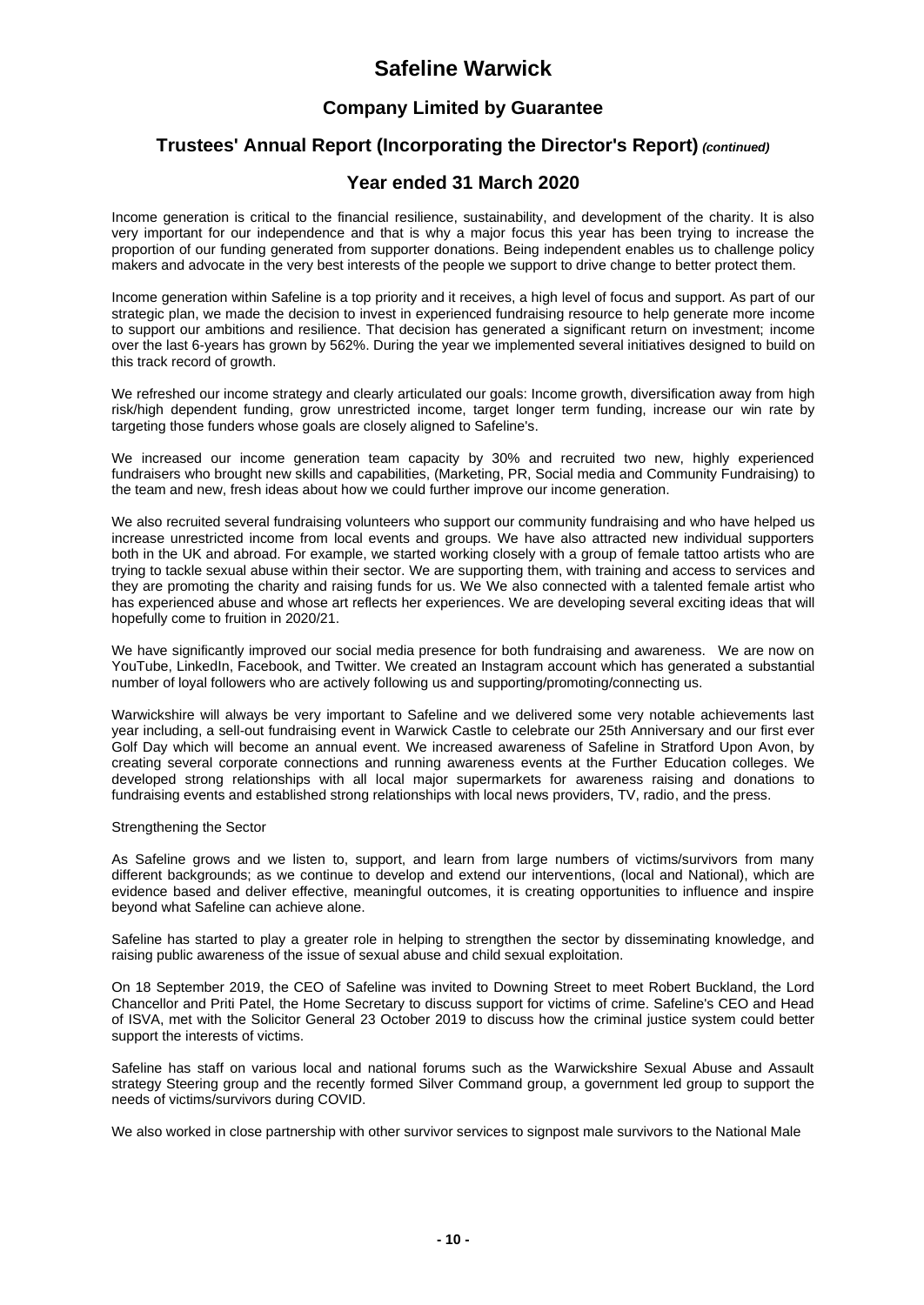Income generation is critical to the financial resilience, sustainability, and development of the charity. It is also very important for our independence and that is why a major focus this year has been trying to increase the proportion of our funding generated from supporter donations. Being independent enables us to challenge policy makers and advocate in the very best interests of the people we support to drive change to better protect them.

Income generation within Safeline is a top priority and it receives, a high level of focus and support. As part of our strategic plan, we made the decision to invest in experienced fundraising resource to help generate more income to support our ambitions and resilience. That decision has generated a significant return on investment; income over the last 6-years has grown by 562%. During the year we implemented several initiatives designed to build on this track record of growth.

We refreshed our income strategy and clearly articulated our goals: Income growth, diversification away from high risk/high dependent funding, grow unrestricted income, target longer term funding, increase our win rate by targeting those funders whose goals are closely aligned to Safeline's.

We increased our income generation team capacity by 30% and recruited two new, highly experienced fundraisers who brought new skills and capabilities, (Marketing, PR, Social media and Community Fundraising) to the team and new, fresh ideas about how we could further improve our income generation.

We also recruited several fundraising volunteers who support our community fundraising and who have helped us increase unrestricted income from local events and groups. We have also attracted new individual supporters both in the UK and abroad. For example, we started working closely with a group of female tattoo artists who are trying to tackle sexual abuse within their sector. We are supporting them, with training and access to services and they are promoting the charity and raising funds for us. We We also connected with a talented female artist who has experienced abuse and whose art reflects her experiences. We are developing several exciting ideas that will hopefully come to fruition in 2020/21.

We have significantly improved our social media presence for both fundraising and awareness. We are now on YouTube, LinkedIn, Facebook, and Twitter. We created an Instagram account which has generated a substantial number of loyal followers who are actively following us and supporting/promoting/connecting us.

Warwickshire will always be very important to Safeline and we delivered some very notable achievements last year including, a sell-out fundraising event in Warwick Castle to celebrate our 25th Anniversary and our first ever Golf Day which will become an annual event. We increased awareness of Safeline in Stratford Upon Avon, by creating several corporate connections and running awareness events at the Further Education colleges. We developed strong relationships with all local major supermarkets for awareness raising and donations to fundraising events and established strong relationships with local news providers, TV, radio, and the press.

Strengthening the Sector

As Safeline grows and we listen to, support, and learn from large numbers of victims/survivors from many different backgrounds; as we continue to develop and extend our interventions, (local and National), which are evidence based and deliver effective, meaningful outcomes, it is creating opportunities to influence and inspire beyond what Safeline can achieve alone.

Safeline has started to play a greater role in helping to strengthen the sector by disseminating knowledge, and raising public awareness of the issue of sexual abuse and child sexual exploitation.

On 18 September 2019, the CEO of Safeline was invited to Downing Street to meet Robert Buckland, the Lord Chancellor and Priti Patel, the Home Secretary to discuss support for victims of crime. Safeline's CEO and Head of ISVA, met with the Solicitor General 23 October 2019 to discuss how the criminal justice system could better support the interests of victims.

Safeline has staff on various local and national forums such as the Warwickshire Sexual Abuse and Assault strategy Steering group and the recently formed Silver Command group, a government led group to support the needs of victims/survivors during COVID.

We also worked in close partnership with other survivor services to signpost male survivors to the National Male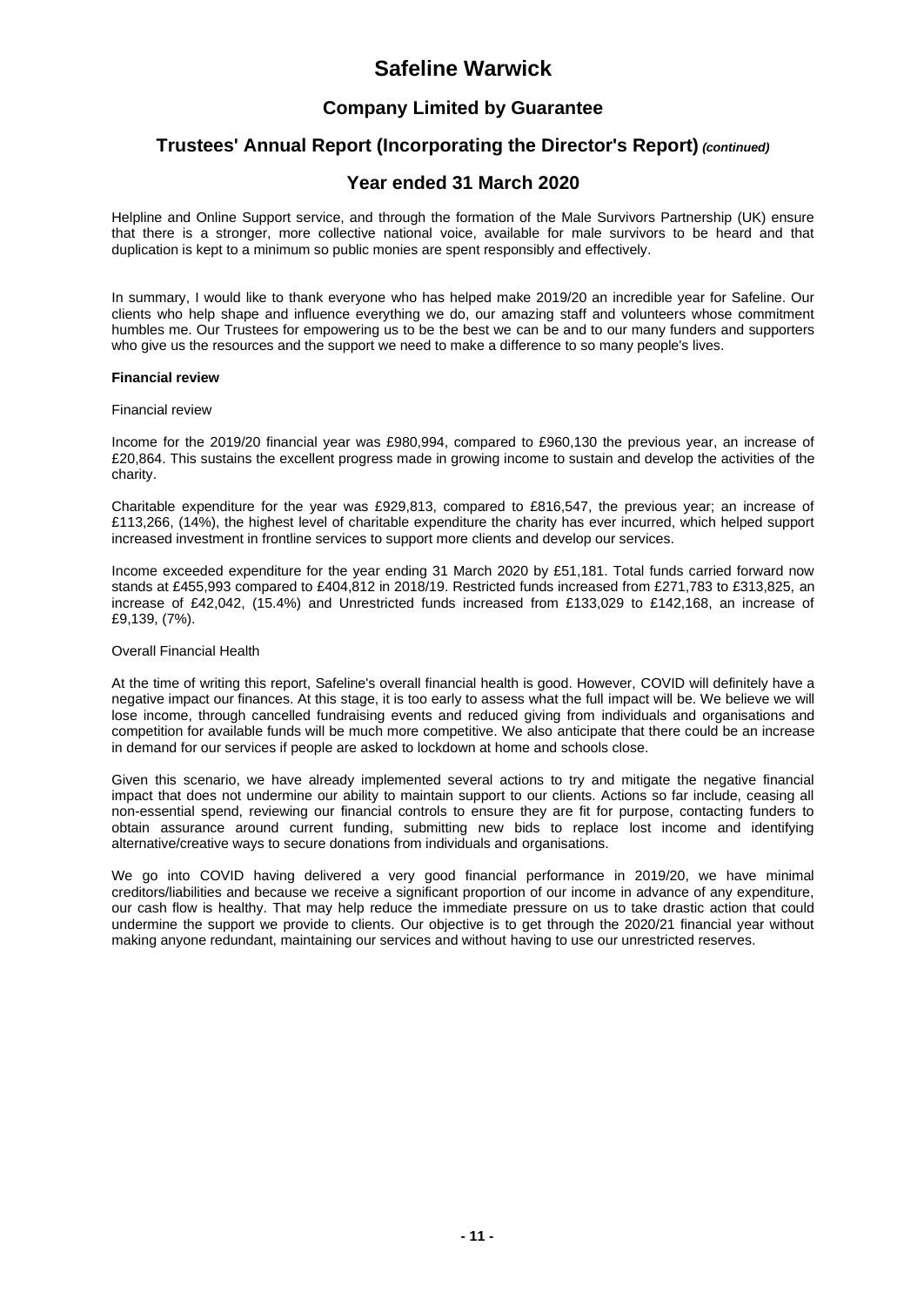Helpline and Online Support service, and through the formation of the Male Survivors Partnership (UK) ensure that there is a stronger, more collective national voice, available for male survivors to be heard and that duplication is kept to a minimum so public monies are spent responsibly and effectively.

In summary, I would like to thank everyone who has helped make 2019/20 an incredible year for Safeline. Our clients who help shape and influence everything we do, our amazing staff and volunteers whose commitment humbles me. Our Trustees for empowering us to be the best we can be and to our many funders and supporters who give us the resources and the support we need to make a difference to so many people's lives.

**Financial review**

Financial review

Income for the 2019/20 financial year was £980,994, compared to £960,130 the previous year, an increase of £20,864. This sustains the excellent progress made in growing income to sustain and develop the activities of the charity.

Charitable expenditure for the year was £929,813, compared to £816,547, the previous year; an increase of £113,266, (14%), the highest level of charitable expenditure the charity has ever incurred, which helped support increased investment in frontline services to support more clients and develop our services.

Income exceeded expenditure for the year ending 31 March 2020 by £51,181. Total funds carried forward now stands at £455,993 compared to £404,812 in 2018/19. Restricted funds increased from £271,783 to £313,825, an increase of £42,042, (15.4%) and Unrestricted funds increased from £133,029 to £142,168, an increase of £9,139, (7%).

Overall Financial Health

At the time of writing this report, Safeline's overall financial health is good. However, COVID will definitely have a negative impact our finances. At this stage, it is too early to assess what the full impact will be. We believe we will lose income, through cancelled fundraising events and reduced giving from individuals and organisations and competition for available funds will be much more competitive. We also anticipate that there could be an increase in demand for our services if people are asked to lockdown at home and schools close.

Given this scenario, we have already implemented several actions to try and mitigate the negative financial impact that does not undermine our ability to maintain support to our clients. Actions so far include, ceasing all non-essential spend, reviewing our financial controls to ensure they are fit for purpose, contacting funders to obtain assurance around current funding, submitting new bids to replace lost income and identifying alternative/creative ways to secure donations from individuals and organisations.

We go into COVID having delivered a very good financial performance in 2019/20, we have minimal creditors/liabilities and because we receive a significant proportion of our income in advance of any expenditure, our cash flow is healthy. That may help reduce the immediate pressure on us to take drastic action that could undermine the support we provide to clients. Our objective is to get through the 2020/21 financial year without making anyone redundant, maintaining our services and without having to use our unrestricted reserves.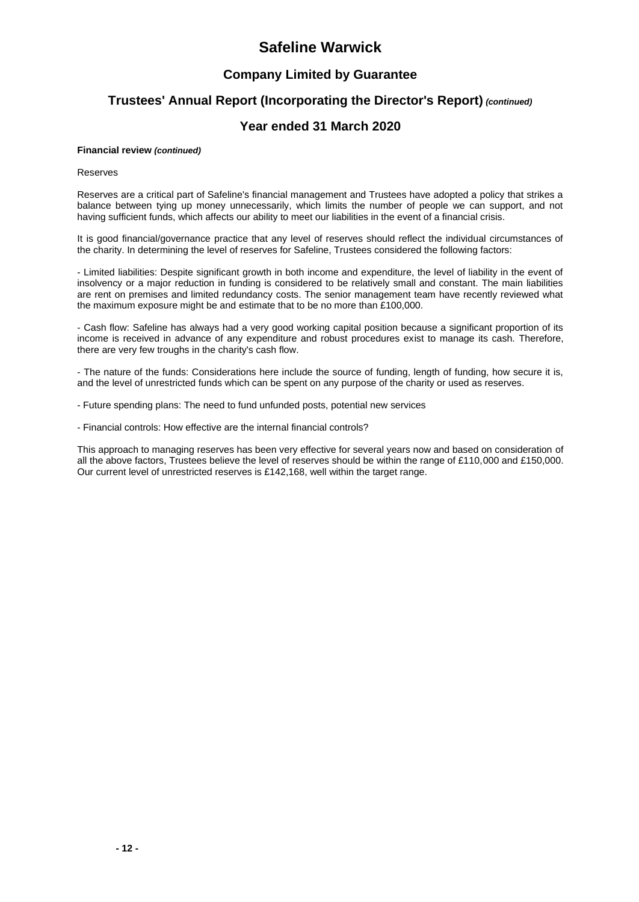# Safeline Warwick

## Company Limited by Guarantee

## Trustees' Annual Report (Incorporating the Director's Report) *(continued)*

## Year ended 31 March 2020

**Financial review *(continued)***

Reserves

Reserves are a critical part of Safeline's financial management and Trustees have adopted a policy that strikes a balance between tying up money unnecessarily, which limits the number of people we can support, and not having sufficient funds, which affects our ability to meet our liabilities in the event of a financial crisis.

It is good financial/governance practice that any level of reserves should reflect the individual circumstances of the charity. In determining the level of reserves for Safeline, Trustees considered the following factors:

- Limited liabilities: Despite significant growth in both income and expenditure, the level of liability in the event of insolvency or a major reduction in funding is considered to be relatively small and constant. The main liabilities are rent on premises and limited redundancy costs. The senior management team have recently reviewed what the maximum exposure might be and estimate that to be no more than £100,000.

- Cash flow: Safeline has always had a very good working capital position because a significant proportion of its income is received in advance of any expenditure and robust procedures exist to manage its cash. Therefore, there are very few troughs in the charity's cash flow.

- The nature of the funds: Considerations here include the source of funding, length of funding, how secure it is, and the level of unrestricted funds which can be spent on any purpose of the charity or used as reserves.

- Future spending plans: The need to fund unfunded posts, potential new services

- Financial controls: How effective are the internal financial controls?

This approach to managing reserves has been very effective for several years now and based on consideration of all the above factors, Trustees believe the level of reserves should be within the range of £110,000 and £150,000. Our current level of unrestricted reserves is £142,168, well within the target range.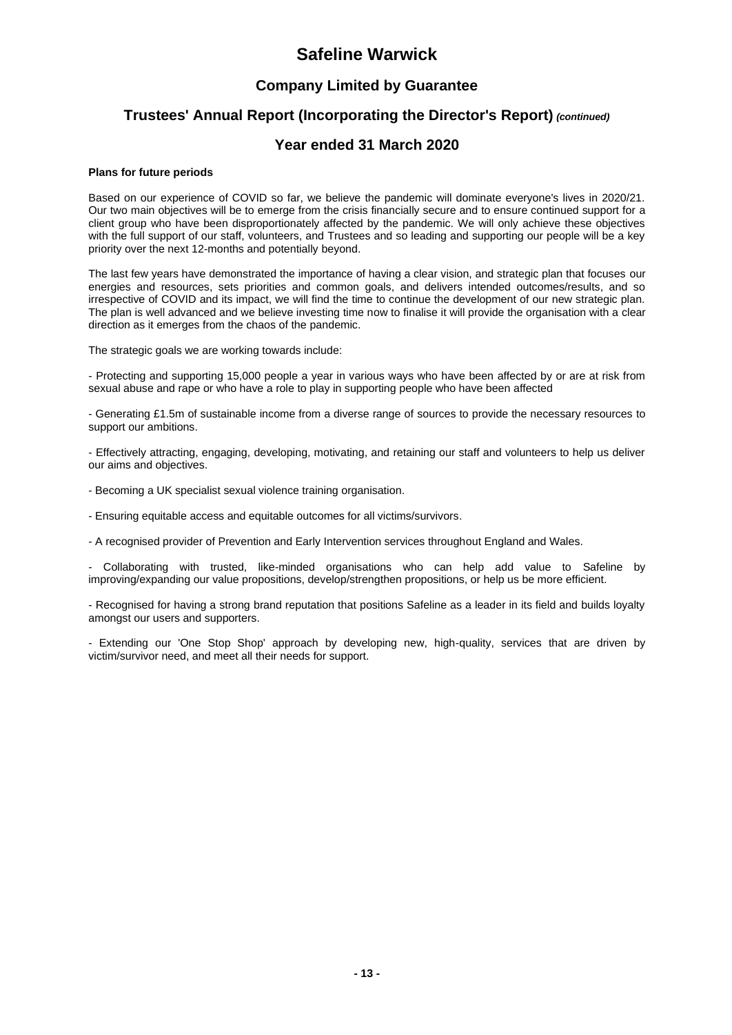**Plans for future periods**

Based on our experience of COVID so far, we believe the pandemic will dominate everyone's lives in 2020/21. Our two main objectives will be to emerge from the crisis financially secure and to ensure continued support for a client group who have been disproportionately affected by the pandemic. We will only achieve these objectives with the full support of our staff, volunteers, and Trustees and so leading and supporting our people will be a key priority over the next 12-months and potentially beyond.

The last few years have demonstrated the importance of having a clear vision, and strategic plan that focuses our energies and resources, sets priorities and common goals, and delivers intended outcomes/results, and so irrespective of COVID and its impact, we will find the time to continue the development of our new strategic plan. The plan is well advanced and we believe investing time now to finalise it will provide the organisation with a clear direction as it emerges from the chaos of the pandemic.

The strategic goals we are working towards include:

- Protecting and supporting 15,000 people a year in various ways who have been affected by or are at risk from sexual abuse and rape or who have a role to play in supporting people who have been affected

- Generating £1.5m of sustainable income from a diverse range of sources to provide the necessary resources to support our ambitions.

- Effectively attracting, engaging, developing, motivating, and retaining our staff and volunteers to help us deliver our aims and objectives.

- Becoming a UK specialist sexual violence training organisation.

- Ensuring equitable access and equitable outcomes for all victims/survivors.

- A recognised provider of Prevention and Early Intervention services throughout England and Wales.

- Collaborating with trusted, like-minded organisations who can help add value to Safeline by improving/expanding our value propositions, develop/strengthen propositions, or help us be more efficient.

- Recognised for having a strong brand reputation that positions Safeline as a leader in its field and builds loyalty amongst our users and supporters.

- Extending our 'One Stop Shop' approach by developing new, high-quality, services that are driven by victim/survivor need, and meet all their needs for support.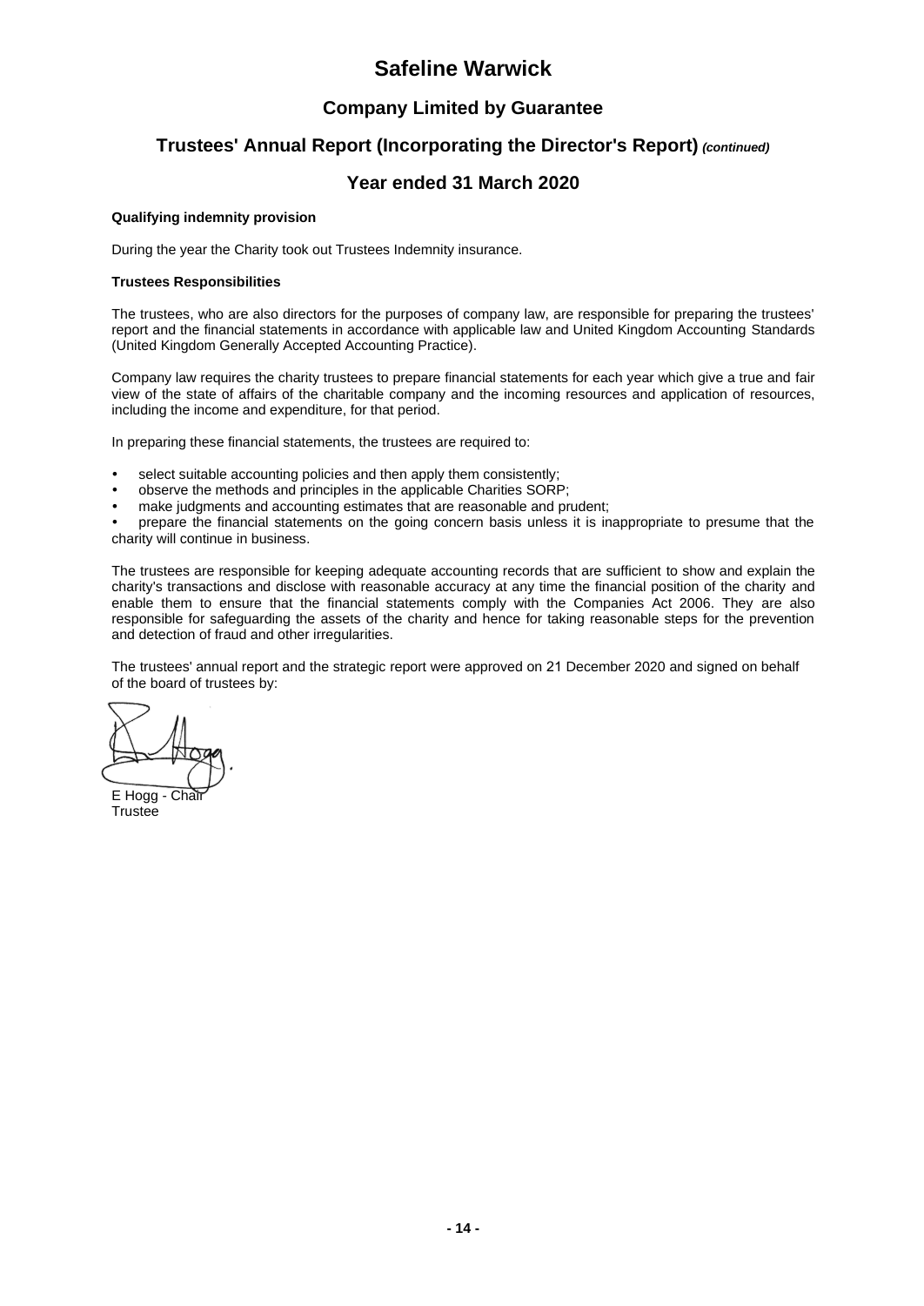# Safeline Warwick

## Company Limited by Guarantee

## Trustees' Annual Report (Incorporating the Director's Report) *(continued)*

## Year ended 31 March 2020

**Qualifying indemnity provision**

During the year the Charity took out Trustees Indemnity insurance.

**Trustees Responsibilities**

The trustees, who are also directors for the purposes of company law, are responsible for preparing the trustees' report and the financial statements in accordance with applicable law and United Kingdom Accounting Standards (United Kingdom Generally Accepted Accounting Practice).

Company law requires the charity trustees to prepare financial statements for each year which give a true and fair view of the state of affairs of the charitable company and the incoming resources and application of resources, including the income and expenditure, for that period.

In preparing these financial statements, the trustees are required to:

- select suitable accounting policies and then apply them consistently;
- observe the methods and principles in the applicable Charities SORP;
- make judgments and accounting estimates that are reasonable and prudent;
- prepare the financial statements on the going concern basis unless it is inappropriate to presume that the charity will continue in business.

The trustees are responsible for keeping adequate accounting records that are sufficient to show and explain the charity's transactions and disclose with reasonable accuracy at any time the financial position of the charity and enable them to ensure that the financial statements comply with the Companies Act 2006. They are also responsible for safeguarding the assets of the charity and hence for taking reasonable steps for the prevention and detection of fraud and other irregularities.

The trustees' annual report and the strategic report were approved on 21 December 2020 and signed on behalf of the board of trustees by:

E Hogg - Chair
Trustee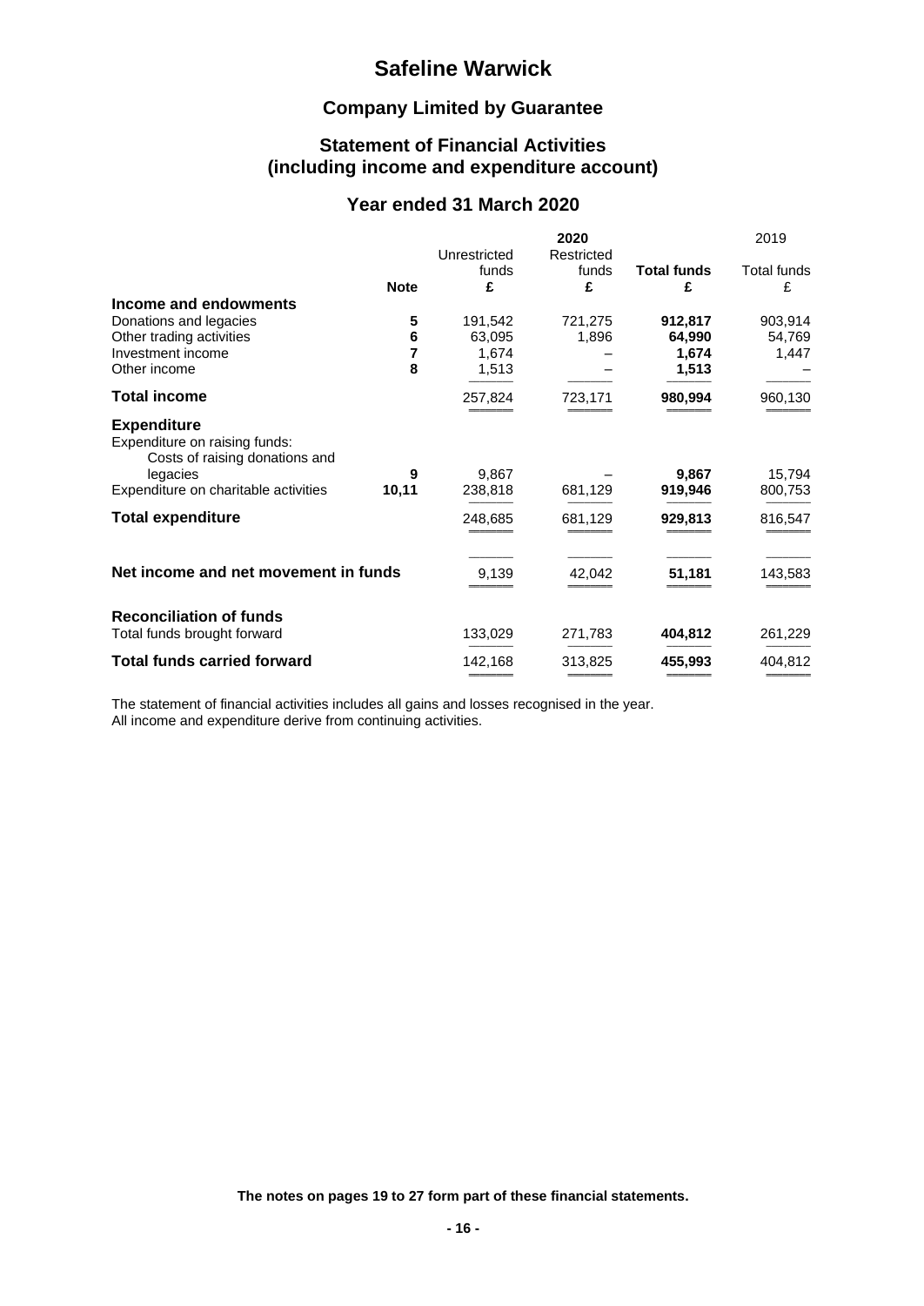# Safeline Warwick

## Company Limited by Guarantee

## Statement of Financial Activities (including income and expenditure account)

## Year ended 31 March 2020

| | | 2020 | | | 2019 |
|---|---|---|---|---|---|
| | | Unrestricted funds | Restricted funds | **Total funds** | Total funds |
| | **Note** | **£** | **£** | **£** | £ |
| **Income and endowments** | | | | | |
| Donations and legacies | **5** | 191,542 | 721,275 | **912,817** | 903,914 |
| Other trading activities | **6** | 63,095 | 1,896 | **64,990** | 54,769 |
| Investment income | **7** | 1,674 | – | **1,674** | 1,447 |
| Other income | **8** | 1,513 | – | **1,513** | – |
| **Total income** | | 257,824 | 723,171 | **980,994** | 960,130 |
| **Expenditure** | | | | | |
| Expenditure on raising funds: | | | | | |
| Costs of raising donations and legacies | **9** | 9,867 | – | **9,867** | 15,794 |
| Expenditure on charitable activities | **10,11** | 238,818 | 681,129 | **919,946** | 800,753 |
| **Total expenditure** | | 248,685 | 681,129 | **929,813** | 816,547 |
| **Net income and net movement in funds** | | 9,139 | 42,042 | **51,181** | 143,583 |
| **Reconciliation of funds** | | | | | |
| Total funds brought forward | | 133,029 | 271,783 | **404,812** | 261,229 |
| **Total funds carried forward** | | 142,168 | 313,825 | **455,993** | 404,812 |

The statement of financial activities includes all gains and losses recognised in the year.
All income and expenditure derive from continuing activities.

**The notes on pages 19 to 27 form part of these financial statements.**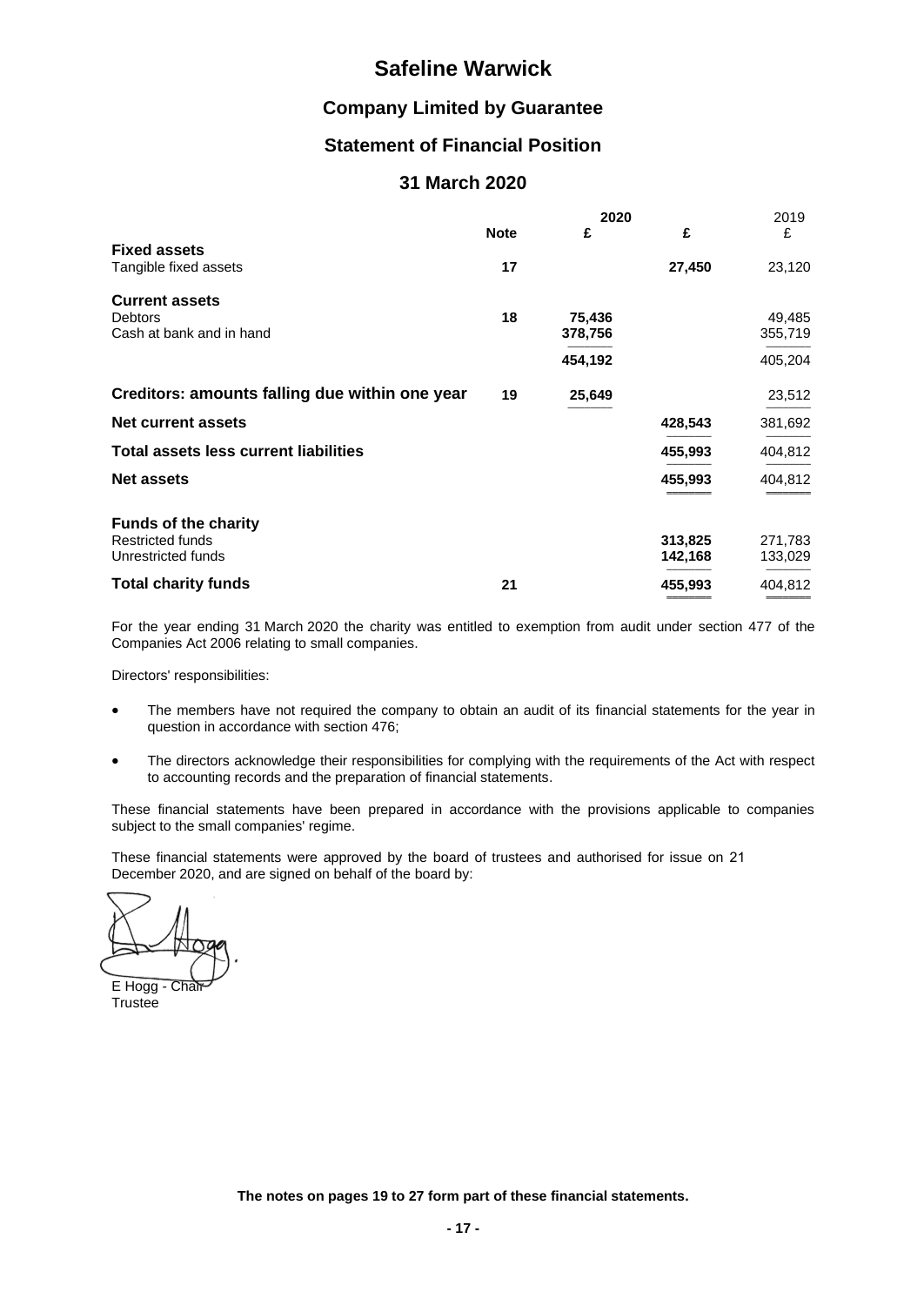# Safeline Warwick

## Company Limited by Guarantee

## Statement of Financial Position

## 31 March 2020

| | Note | 2020 £ | 2020 £ | 2019 £ |
|---|---|---|---|---|
| **Fixed assets** | | | | |
| Tangible fixed assets | 17 | | 27,450 | 23,120 |
| **Current assets** | | | | |
| Debtors | 18 | 75,436 | | 49,485 |
| Cash at bank and in hand | | 378,756 | | 355,719 |
| | | 454,192 | | 405,204 |
| **Creditors: amounts falling due within one year** | 19 | 25,649 | | 23,512 |
| **Net current assets** | | | 428,543 | 381,692 |
| **Total assets less current liabilities** | | | 455,993 | 404,812 |
| **Net assets** | | | 455,993 | 404,812 |
| **Funds of the charity** | | | | |
| Restricted funds | | | 313,825 | 271,783 |
| Unrestricted funds | | | 142,168 | 133,029 |
| **Total charity funds** | 21 | | 455,993 | 404,812 |

For the year ending 31 March 2020 the charity was entitled to exemption from audit under section 477 of the Companies Act 2006 relating to small companies.

Directors' responsibilities:

- The members have not required the company to obtain an audit of its financial statements for the year in question in accordance with section 476;
- The directors acknowledge their responsibilities for complying with the requirements of the Act with respect to accounting records and the preparation of financial statements.

These financial statements have been prepared in accordance with the provisions applicable to companies subject to the small companies' regime.

These financial statements were approved by the board of trustees and authorised for issue on 21 December 2020, and are signed on behalf of the board by:

E Hogg - Chair
Trustee

**The notes on pages 19 to 27 form part of these financial statements.**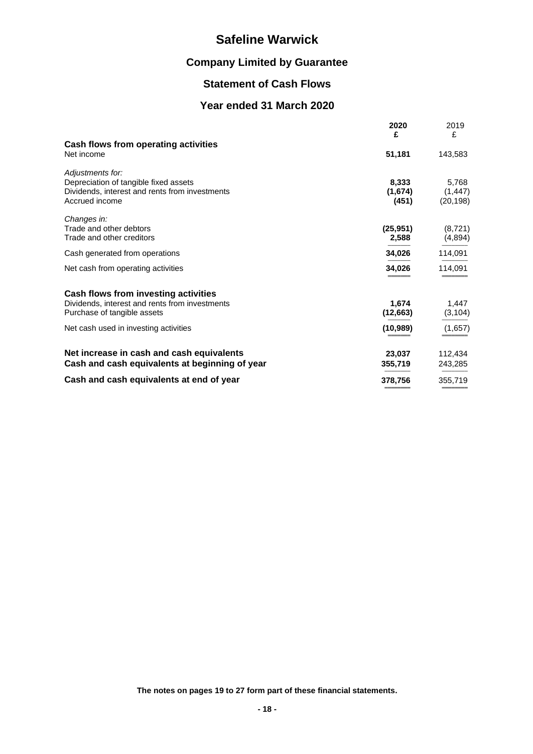# Safeline Warwick

## Company Limited by Guarantee

## Statement of Cash Flows

## Year ended 31 March 2020

| | 2020 £ | 2019 £ |
|---|---|---|
| **Cash flows from operating activities** | | |
| Net income | **51,181** | 143,583 |
| *Adjustments for:* | | |
| Depreciation of tangible fixed assets | **8,333** | 5,768 |
| Dividends, interest and rents from investments | **(1,674)** | (1,447) |
| Accrued income | **(451)** | (20,198) |
| *Changes in:* | | |
| Trade and other debtors | **(25,951)** | (8,721) |
| Trade and other creditors | **2,588** | (4,894) |
| Cash generated from operations | **34,026** | 114,091 |
| Net cash from operating activities | **34,026** | 114,091 |
| **Cash flows from investing activities** | | |
| Dividends, interest and rents from investments | **1,674** | 1,447 |
| Purchase of tangible assets | **(12,663)** | (3,104) |
| Net cash used in investing activities | **(10,989)** | (1,657) |
| **Net increase in cash and cash equivalents** | **23,037** | 112,434 |
| **Cash and cash equivalents at beginning of year** | **355,719** | 243,285 |
| **Cash and cash equivalents at end of year** | **378,756** | 355,719 |

**The notes on pages 19 to 27 form part of these financial statements.**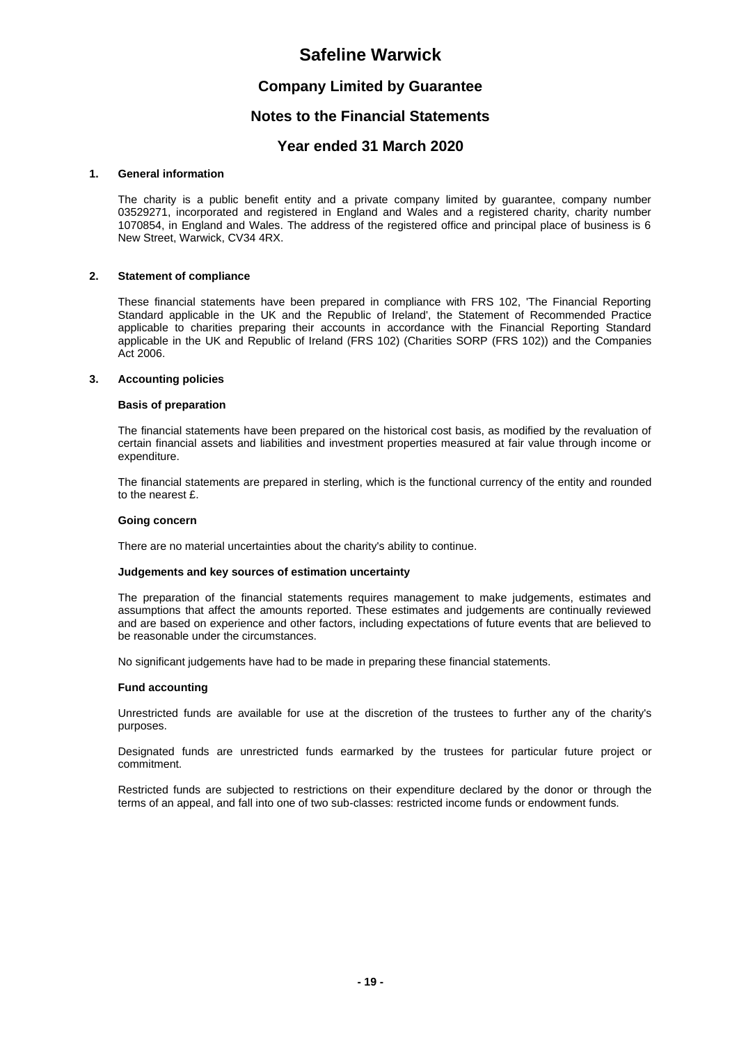# Safeline Warwick

## Company Limited by Guarantee

## Notes to the Financial Statements

## Year ended 31 March 2020

### 1. General information

The charity is a public benefit entity and a private company limited by guarantee, company number 03529271, incorporated and registered in England and Wales and a registered charity, charity number 1070854, in England and Wales. The address of the registered office and principal place of business is 6 New Street, Warwick, CV34 4RX.

### 2. Statement of compliance

These financial statements have been prepared in compliance with FRS 102, 'The Financial Reporting Standard applicable in the UK and the Republic of Ireland', the Statement of Recommended Practice applicable to charities preparing their accounts in accordance with the Financial Reporting Standard applicable in the UK and Republic of Ireland (FRS 102) (Charities SORP (FRS 102)) and the Companies Act 2006.

### 3. Accounting policies

**Basis of preparation**

The financial statements have been prepared on the historical cost basis, as modified by the revaluation of certain financial assets and liabilities and investment properties measured at fair value through income or expenditure.

The financial statements are prepared in sterling, which is the functional currency of the entity and rounded to the nearest £.

**Going concern**

There are no material uncertainties about the charity's ability to continue.

**Judgements and key sources of estimation uncertainty**

The preparation of the financial statements requires management to make judgements, estimates and assumptions that affect the amounts reported. These estimates and judgements are continually reviewed and are based on experience and other factors, including expectations of future events that are believed to be reasonable under the circumstances.

No significant judgements have had to be made in preparing these financial statements.

**Fund accounting**

Unrestricted funds are available for use at the discretion of the trustees to further any of the charity's purposes.

Designated funds are unrestricted funds earmarked by the trustees for particular future project or commitment.

Restricted funds are subjected to restrictions on their expenditure declared by the donor or through the terms of an appeal, and fall into one of two sub-classes: restricted income funds or endowment funds.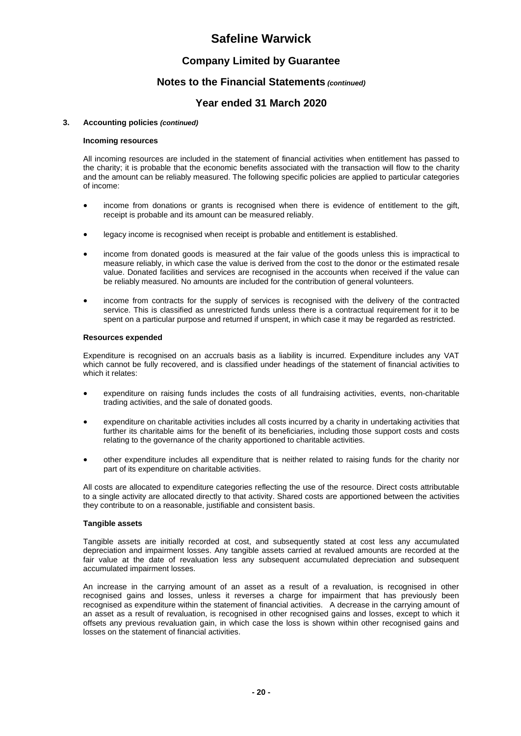### 3. Accounting policies *(continued)*

#### Incoming resources

All incoming resources are included in the statement of financial activities when entitlement has passed to the charity; it is probable that the economic benefits associated with the transaction will flow to the charity and the amount can be reliably measured. The following specific policies are applied to particular categories of income:

- income from donations or grants is recognised when there is evidence of entitlement to the gift, receipt is probable and its amount can be measured reliably.
- legacy income is recognised when receipt is probable and entitlement is established.
- income from donated goods is measured at the fair value of the goods unless this is impractical to measure reliably, in which case the value is derived from the cost to the donor or the estimated resale value. Donated facilities and services are recognised in the accounts when received if the value can be reliably measured. No amounts are included for the contribution of general volunteers.
- income from contracts for the supply of services is recognised with the delivery of the contracted service. This is classified as unrestricted funds unless there is a contractual requirement for it to be spent on a particular purpose and returned if unspent, in which case it may be regarded as restricted.

#### Resources expended

Expenditure is recognised on an accruals basis as a liability is incurred. Expenditure includes any VAT which cannot be fully recovered, and is classified under headings of the statement of financial activities to which it relates:

- expenditure on raising funds includes the costs of all fundraising activities, events, non-charitable trading activities, and the sale of donated goods.
- expenditure on charitable activities includes all costs incurred by a charity in undertaking activities that further its charitable aims for the benefit of its beneficiaries, including those support costs and costs relating to the governance of the charity apportioned to charitable activities.
- other expenditure includes all expenditure that is neither related to raising funds for the charity nor part of its expenditure on charitable activities.

All costs are allocated to expenditure categories reflecting the use of the resource. Direct costs attributable to a single activity are allocated directly to that activity. Shared costs are apportioned between the activities they contribute to on a reasonable, justifiable and consistent basis.

#### Tangible assets

Tangible assets are initially recorded at cost, and subsequently stated at cost less any accumulated depreciation and impairment losses. Any tangible assets carried at revalued amounts are recorded at the fair value at the date of revaluation less any subsequent accumulated depreciation and subsequent accumulated impairment losses.

An increase in the carrying amount of an asset as a result of a revaluation, is recognised in other recognised gains and losses, unless it reverses a charge for impairment that has previously been recognised as expenditure within the statement of financial activities. A decrease in the carrying amount of an asset as a result of revaluation, is recognised in other recognised gains and losses, except to which it offsets any previous revaluation gain, in which case the loss is shown within other recognised gains and losses on the statement of financial activities.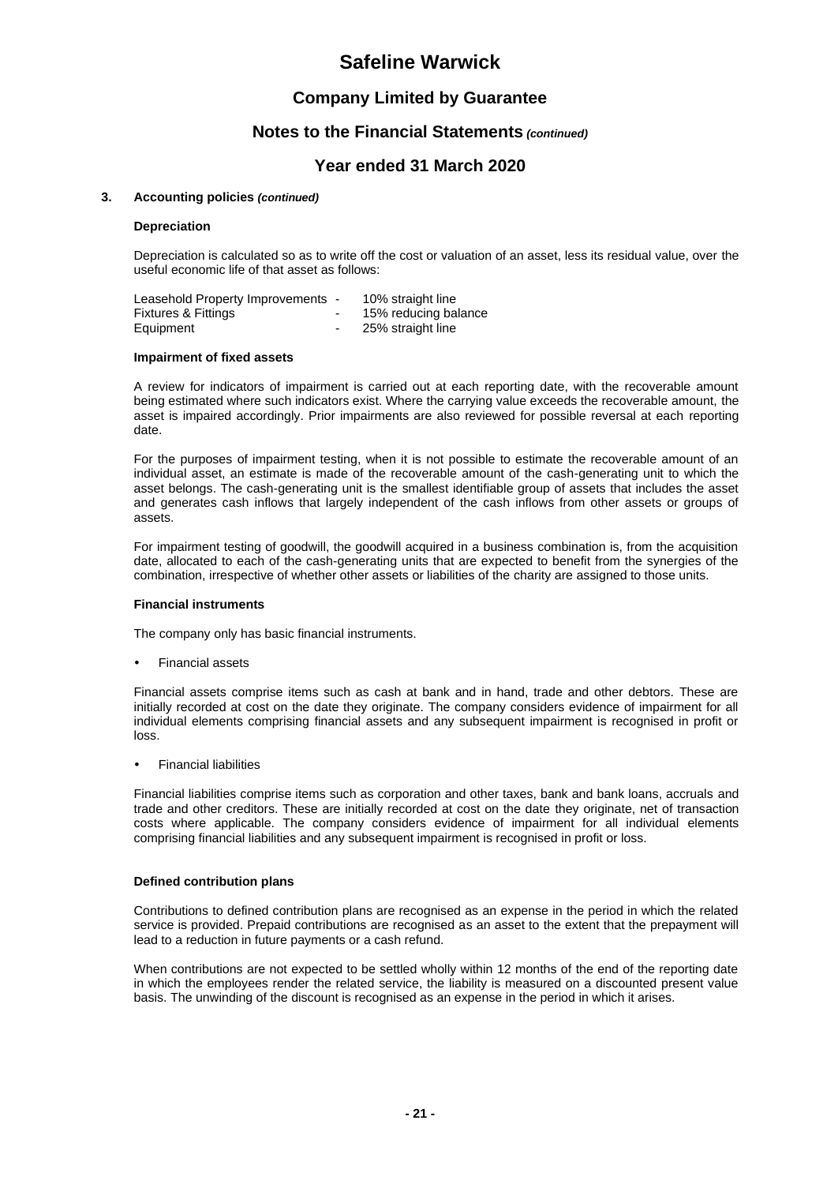# Safeline Warwick

## Company Limited by Guarantee

## Notes to the Financial Statements *(continued)*

## Year ended 31 March 2020

### 3. Accounting policies *(continued)*

**Depreciation**

Depreciation is calculated so as to write off the cost or valuation of an asset, less its residual value, over the useful economic life of that asset as follows:

| | | |
|---|---|---|
| Leasehold Property Improvements | - | 10% straight line |
| Fixtures & Fittings | - | 15% reducing balance |
| Equipment | - | 25% straight line |

**Impairment of fixed assets**

A review for indicators of impairment is carried out at each reporting date, with the recoverable amount being estimated where such indicators exist. Where the carrying value exceeds the recoverable amount, the asset is impaired accordingly. Prior impairments are also reviewed for possible reversal at each reporting date.

For the purposes of impairment testing, when it is not possible to estimate the recoverable amount of an individual asset, an estimate is made of the recoverable amount of the cash-generating unit to which the asset belongs. The cash-generating unit is the smallest identifiable group of assets that includes the asset and generates cash inflows that largely independent of the cash inflows from other assets or groups of assets.

For impairment testing of goodwill, the goodwill acquired in a business combination is, from the acquisition date, allocated to each of the cash-generating units that are expected to benefit from the synergies of the combination, irrespective of whether other assets or liabilities of the charity are assigned to those units.

**Financial instruments**

The company only has basic financial instruments.

- Financial assets

Financial assets comprise items such as cash at bank and in hand, trade and other debtors. These are initially recorded at cost on the date they originate. The company considers evidence of impairment for all individual elements comprising financial assets and any subsequent impairment is recognised in profit or loss.

- Financial liabilities

Financial liabilities comprise items such as corporation and other taxes, bank and bank loans, accruals and trade and other creditors. These are initially recorded at cost on the date they originate, net of transaction costs where applicable. The company considers evidence of impairment for all individual elements comprising financial liabilities and any subsequent impairment is recognised in profit or loss.

**Defined contribution plans**

Contributions to defined contribution plans are recognised as an expense in the period in which the related service is provided. Prepaid contributions are recognised as an asset to the extent that the prepayment will lead to a reduction in future payments or a cash refund.

When contributions are not expected to be settled wholly within 12 months of the end of the reporting date in which the employees render the related service, the liability is measured on a discounted present value basis. The unwinding of the discount is recognised as an expense in the period in which it arises.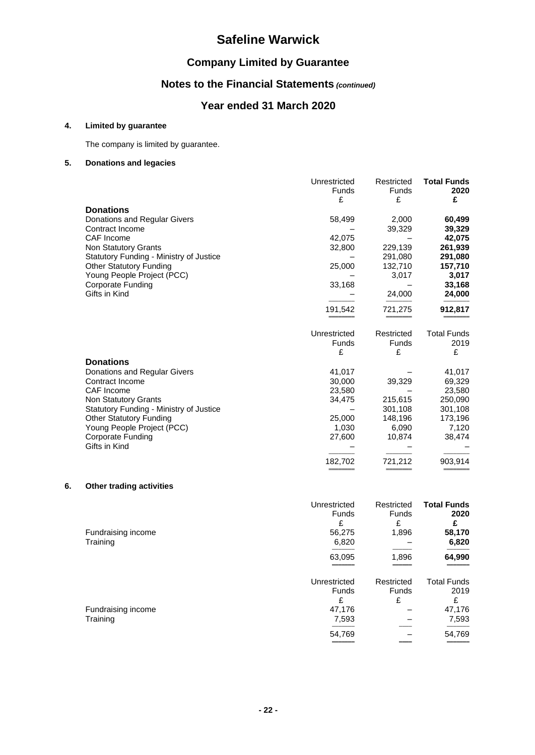# Safeline Warwick

## Company Limited by Guarantee

## Notes to the Financial Statements *(continued)*

## Year ended 31 March 2020

### 4. Limited by guarantee

The company is limited by guarantee.

### 5. Donations and legacies

| | Unrestricted Funds £ | Restricted Funds £ | **Total Funds 2020 £** |
|---|---|---|---|
| **Donations** | | | |
| Donations and Regular Givers | 58,499 | 2,000 | **60,499** |
| Contract Income | – | 39,329 | **39,329** |
| CAF Income | 42,075 | – | **42,075** |
| Non Statutory Grants | 32,800 | 229,139 | **261,939** |
| Statutory Funding - Ministry of Justice | – | 291,080 | **291,080** |
| Other Statutory Funding | 25,000 | 132,710 | **157,710** |
| Young People Project (PCC) | – | 3,017 | **3,017** |
| Corporate Funding | 33,168 | – | **33,168** |
| Gifts in Kind | – | 24,000 | **24,000** |
| | 191,542 | 721,275 | **912,817** |

| | Unrestricted Funds £ | Restricted Funds £ | Total Funds 2019 £ |
|---|---|---|---|
| **Donations** | | | |
| Donations and Regular Givers | 41,017 | – | 41,017 |
| Contract Income | 30,000 | 39,329 | 69,329 |
| CAF Income | 23,580 | – | 23,580 |
| Non Statutory Grants | 34,475 | 215,615 | 250,090 |
| Statutory Funding - Ministry of Justice | – | 301,108 | 301,108 |
| Other Statutory Funding | 25,000 | 148,196 | 173,196 |
| Young People Project (PCC) | 1,030 | 6,090 | 7,120 |
| Corporate Funding | 27,600 | 10,874 | 38,474 |
| Gifts in Kind | – | – | – |
| | 182,702 | 721,212 | 903,914 |

### 6. Other trading activities

| | Unrestricted Funds £ | Restricted Funds £ | **Total Funds 2020 £** |
|---|---|---|---|
| Fundraising income | 56,275 | 1,896 | **58,170** |
| Training | 6,820 | – | **6,820** |
| | 63,095 | 1,896 | **64,990** |

| | Unrestricted Funds £ | Restricted Funds £ | Total Funds 2019 £ |
|---|---|---|---|
| Fundraising income | 47,176 | – | 47,176 |
| Training | 7,593 | – | 7,593 |
| | 54,769 | – | 54,769 |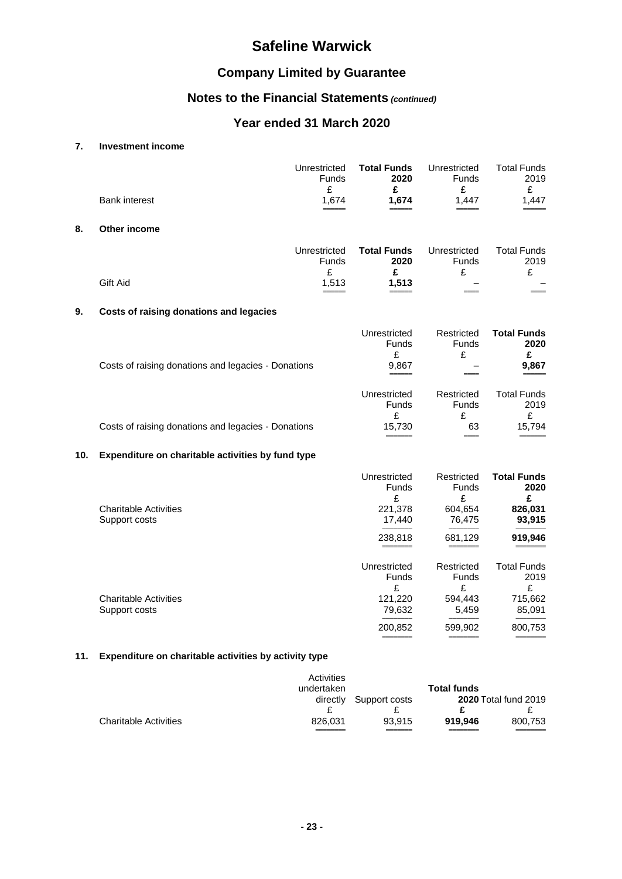# Safeline Warwick

## Company Limited by Guarantee

## Notes to the Financial Statements *(continued)*

## Year ended 31 March 2020

### 7. Investment income

| | Unrestricted Funds | **Total Funds 2020** | Unrestricted Funds | Total Funds 2019 |
|---|---|---|---|---|
| | £ | **£** | £ | £ |
| Bank interest | 1,674 | **1,674** | 1,447 | 1,447 |

### 8. Other income

| | Unrestricted Funds | **Total Funds 2020** | Unrestricted Funds | Total Funds 2019 |
|---|---|---|---|---|
| | £ | **£** | £ | £ |
| Gift Aid | 1,513 | **1,513** | – | – |

### 9. Costs of raising donations and legacies

| | Unrestricted Funds | Restricted Funds | **Total Funds 2020** |
|---|---|---|---|
| | £ | £ | **£** |
| Costs of raising donations and legacies - Donations | 9,867 | – | **9,867** |

| | Unrestricted Funds | Restricted Funds | Total Funds 2019 |
|---|---|---|---|
| | £ | £ | £ |
| Costs of raising donations and legacies - Donations | 15,730 | 63 | 15,794 |

### 10. Expenditure on charitable activities by fund type

| | Unrestricted Funds | Restricted Funds | **Total Funds 2020** |
|---|---|---|---|
| | £ | £ | **£** |
| Charitable Activities | 221,378 | 604,654 | **826,031** |
| Support costs | 17,440 | 76,475 | **93,915** |
| | 238,818 | 681,129 | **919,946** |

| | Unrestricted Funds | Restricted Funds | Total Funds 2019 |
|---|---|---|---|
| | £ | £ | £ |
| Charitable Activities | 121,220 | 594,443 | 715,662 |
| Support costs | 79,632 | 5,459 | 85,091 |
| | 200,852 | 599,902 | 800,753 |

### 11. Expenditure on charitable activities by activity type

| | Activities undertaken directly | Support costs | **Total funds 2020** | Total fund 2019 |
|---|---|---|---|---|
| | £ | £ | **£** | £ |
| Charitable Activities | 826,031 | 93,915 | **919,946** | 800,753 |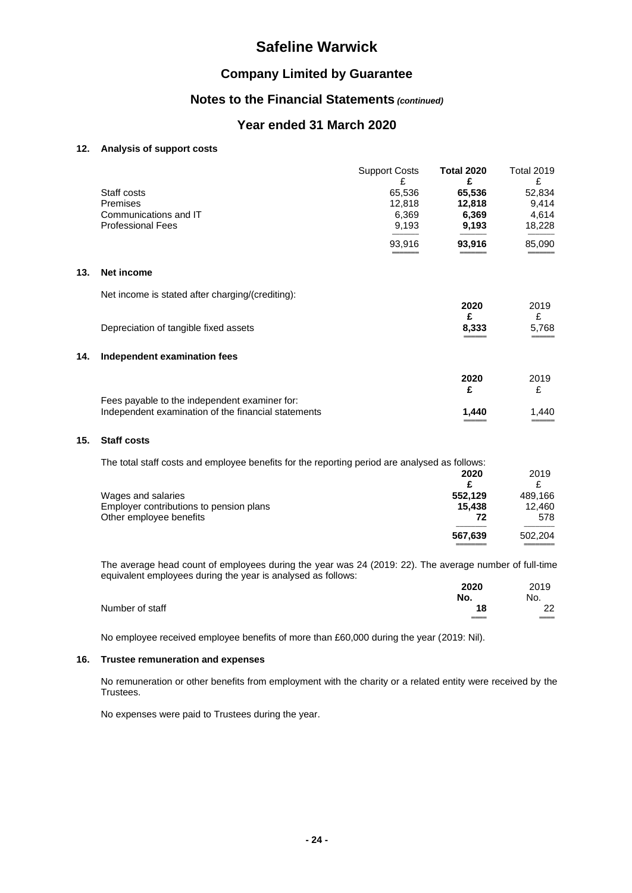# Safeline Warwick

## Company Limited by Guarantee

## Notes to the Financial Statements *(continued)*

## Year ended 31 March 2020

### 12. Analysis of support costs

| | Support Costs | **Total 2020** | Total 2019 |
|---|---|---|---|
| | £ | **£** | £ |
| Staff costs | 65,536 | **65,536** | 52,834 |
| Premises | 12,818 | **12,818** | 9,414 |
| Communications and IT | 6,369 | **6,369** | 4,614 |
| Professional Fees | 9,193 | **9,193** | 18,228 |
| | 93,916 | **93,916** | 85,090 |

### 13. Net income

Net income is stated after charging/(crediting):

| | **2020** | 2019 |
|---|---|---|
| | **£** | £ |
| Depreciation of tangible fixed assets | **8,333** | 5,768 |

### 14. Independent examination fees

| | **2020** | 2019 |
|---|---|---|
| | **£** | £ |
| Fees payable to the independent examiner for: | | |
| Independent examination of the financial statements | **1,440** | 1,440 |

### 15. Staff costs

The total staff costs and employee benefits for the reporting period are analysed as follows:

| | **2020** | 2019 |
|---|---|---|
| | **£** | £ |
| Wages and salaries | **552,129** | 489,166 |
| Employer contributions to pension plans | **15,438** | 12,460 |
| Other employee benefits | **72** | 578 |
| | **567,639** | 502,204 |

The average head count of employees during the year was 24 (2019: 22). The average number of full-time equivalent employees during the year is analysed as follows:

| | **2020** | 2019 |
|---|---|---|
| | **No.** | No. |
| Number of staff | **18** | 22 |

No employee received employee benefits of more than £60,000 during the year (2019: Nil).

### 16. Trustee remuneration and expenses

No remuneration or other benefits from employment with the charity or a related entity were received by the Trustees.

No expenses were paid to Trustees during the year.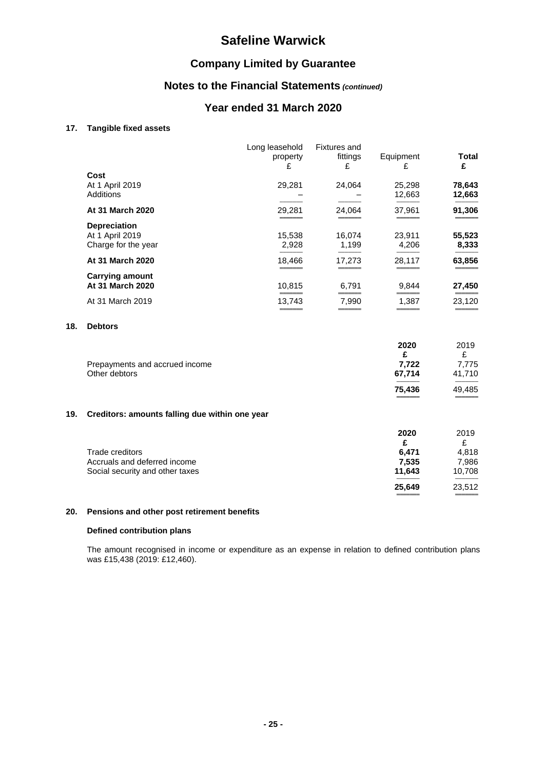# Safeline Warwick

## Company Limited by Guarantee

## Notes to the Financial Statements *(continued)*

## Year ended 31 March 2020

### 17. Tangible fixed assets

| | Long leasehold property £ | Fixtures and fittings £ | Equipment £ | **Total £** |
|---|---|---|---|---|
| **Cost** | | | | |
| At 1 April 2019 | 29,281 | 24,064 | 25,298 | **78,643** |
| Additions | – | – | 12,663 | **12,663** |
| **At 31 March 2020** | 29,281 | 24,064 | 37,961 | **91,306** |
| **Depreciation** | | | | |
| At 1 April 2019 | 15,538 | 16,074 | 23,911 | **55,523** |
| Charge for the year | 2,928 | 1,199 | 4,206 | **8,333** |
| **At 31 March 2020** | 18,466 | 17,273 | 28,117 | **63,856** |
| **Carrying amount** | | | | |
| **At 31 March 2020** | 10,815 | 6,791 | 9,844 | **27,450** |
| At 31 March 2019 | 13,743 | 7,990 | 1,387 | 23,120 |

### 18. Debtors

| | **2020 £** | 2019 £ |
|---|---|---|
| Prepayments and accrued income | **7,722** | 7,775 |
| Other debtors | **67,714** | 41,710 |
| | **75,436** | 49,485 |

### 19. Creditors: amounts falling due within one year

| | **2020 £** | 2019 £ |
|---|---|---|
| Trade creditors | **6,471** | 4,818 |
| Accruals and deferred income | **7,535** | 7,986 |
| Social security and other taxes | **11,643** | 10,708 |
| | **25,649** | 23,512 |

### 20. Pensions and other post retirement benefits

**Defined contribution plans**

The amount recognised in income or expenditure as an expense in relation to defined contribution plans was £15,438 (2019: £12,460).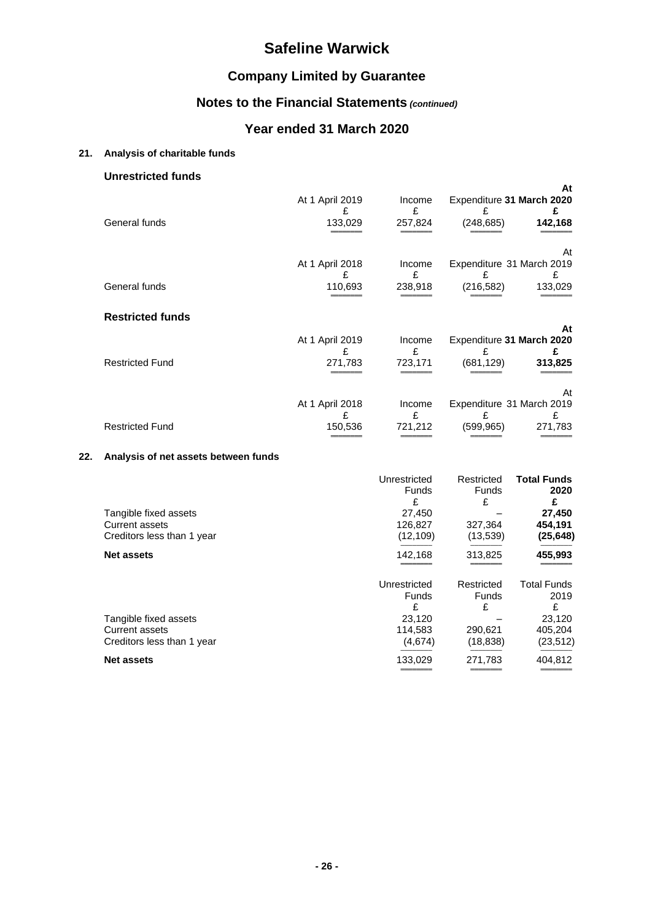# Safeline Warwick

## Company Limited by Guarantee

## Notes to the Financial Statements *(continued)*

## Year ended 31 March 2020

### 21. Analysis of charitable funds

#### Unrestricted funds

| | At 1 April 2019 | Income | Expenditure | At 31 March 2020 |
|---|---|---|---|---|
| | £ | £ | £ | £ |
| General funds | 133,029 | 257,824 | (248,685) | **142,168** |

| | At 1 April 2018 | Income | Expenditure | At 31 March 2019 |
|---|---|---|---|---|
| | £ | £ | £ | £ |
| General funds | 110,693 | 238,918 | (216,582) | 133,029 |

#### Restricted funds

| | At 1 April 2019 | Income | Expenditure | At 31 March 2020 |
|---|---|---|---|---|
| | £ | £ | £ | £ |
| Restricted Fund | 271,783 | 723,171 | (681,129) | **313,825** |

| | At 1 April 2018 | Income | Expenditure | At 31 March 2019 |
|---|---|---|---|---|
| | £ | £ | £ | £ |
| Restricted Fund | 150,536 | 721,212 | (599,965) | 271,783 |

### 22. Analysis of net assets between funds

| | Unrestricted Funds | Restricted Funds | **Total Funds 2020** |
|---|---|---|---|
| | £ | £ | **£** |
| Tangible fixed assets | 27,450 | – | **27,450** |
| Current assets | 126,827 | 327,364 | **454,191** |
| Creditors less than 1 year | (12,109) | (13,539) | **(25,648)** |
| **Net assets** | 142,168 | 313,825 | **455,993** |

| | Unrestricted Funds | Restricted Funds | Total Funds 2019 |
|---|---|---|---|
| | £ | £ | £ |
| Tangible fixed assets | 23,120 | – | 23,120 |
| Current assets | 114,583 | 290,621 | 405,204 |
| Creditors less than 1 year | (4,674) | (18,838) | (23,512) |
| **Net assets** | 133,029 | 271,783 | 404,812 |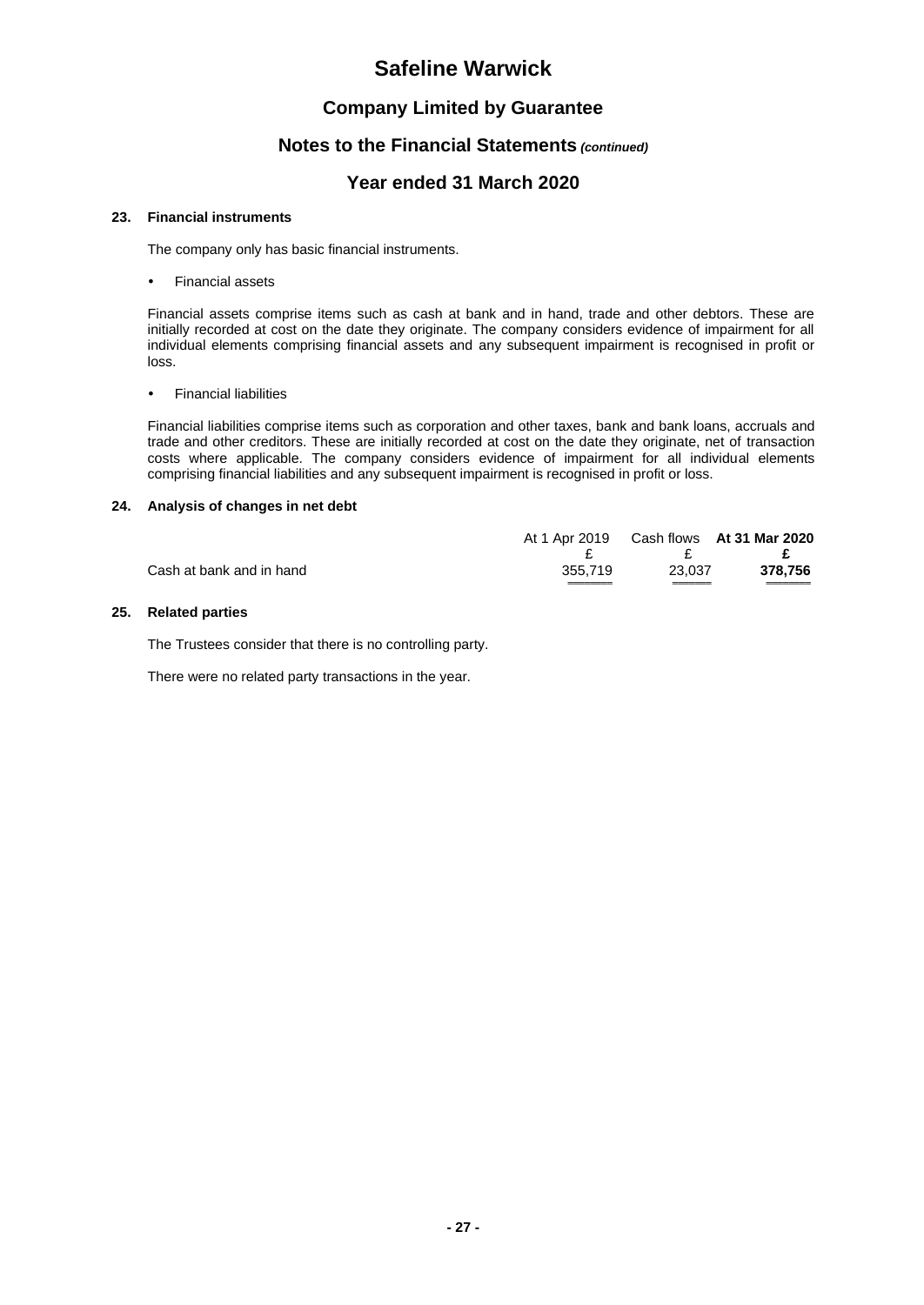# Safeline Warwick

## Company Limited by Guarantee

## Notes to the Financial Statements *(continued)*

## Year ended 31 March 2020

### 23. Financial instruments

The company only has basic financial instruments.

- Financial assets

Financial assets comprise items such as cash at bank and in hand, trade and other debtors. These are initially recorded at cost on the date they originate. The company considers evidence of impairment for all individual elements comprising financial assets and any subsequent impairment is recognised in profit or loss.

- Financial liabilities

Financial liabilities comprise items such as corporation and other taxes, bank and bank loans, accruals and trade and other creditors. These are initially recorded at cost on the date they originate, net of transaction costs where applicable. The company considers evidence of impairment for all individual elements comprising financial liabilities and any subsequent impairment is recognised in profit or loss.

### 24. Analysis of changes in net debt

| | At 1 Apr 2019 | Cash flows | **At 31 Mar 2020** |
|---|---|---|---|
| | £ | £ | **£** |
| Cash at bank and in hand | 355,719 | 23,037 | **378,756** |

### 25. Related parties

The Trustees consider that there is no controlling party.

There were no related party transactions in the year.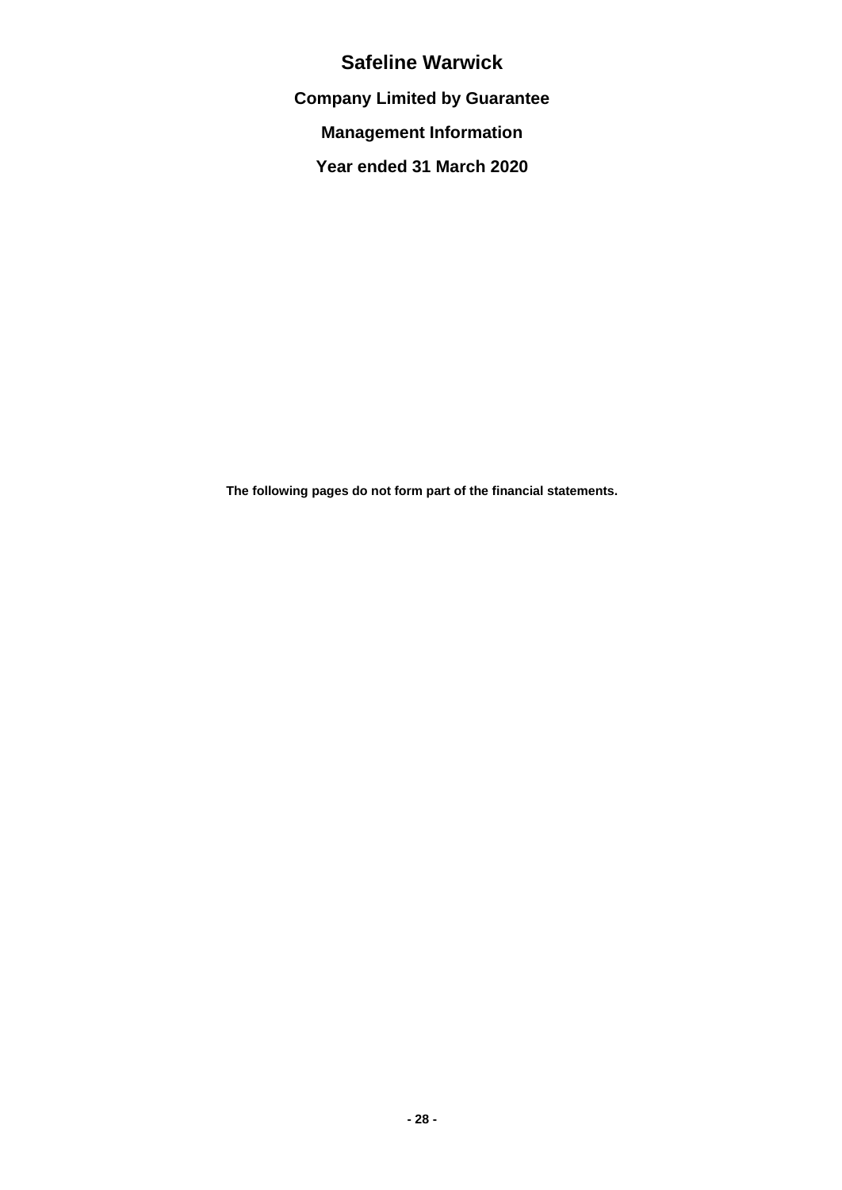# Safeline Warwick

**Company Limited by Guarantee**

**Management Information**

**Year ended 31 March 2020**

**The following pages do not form part of the financial statements.**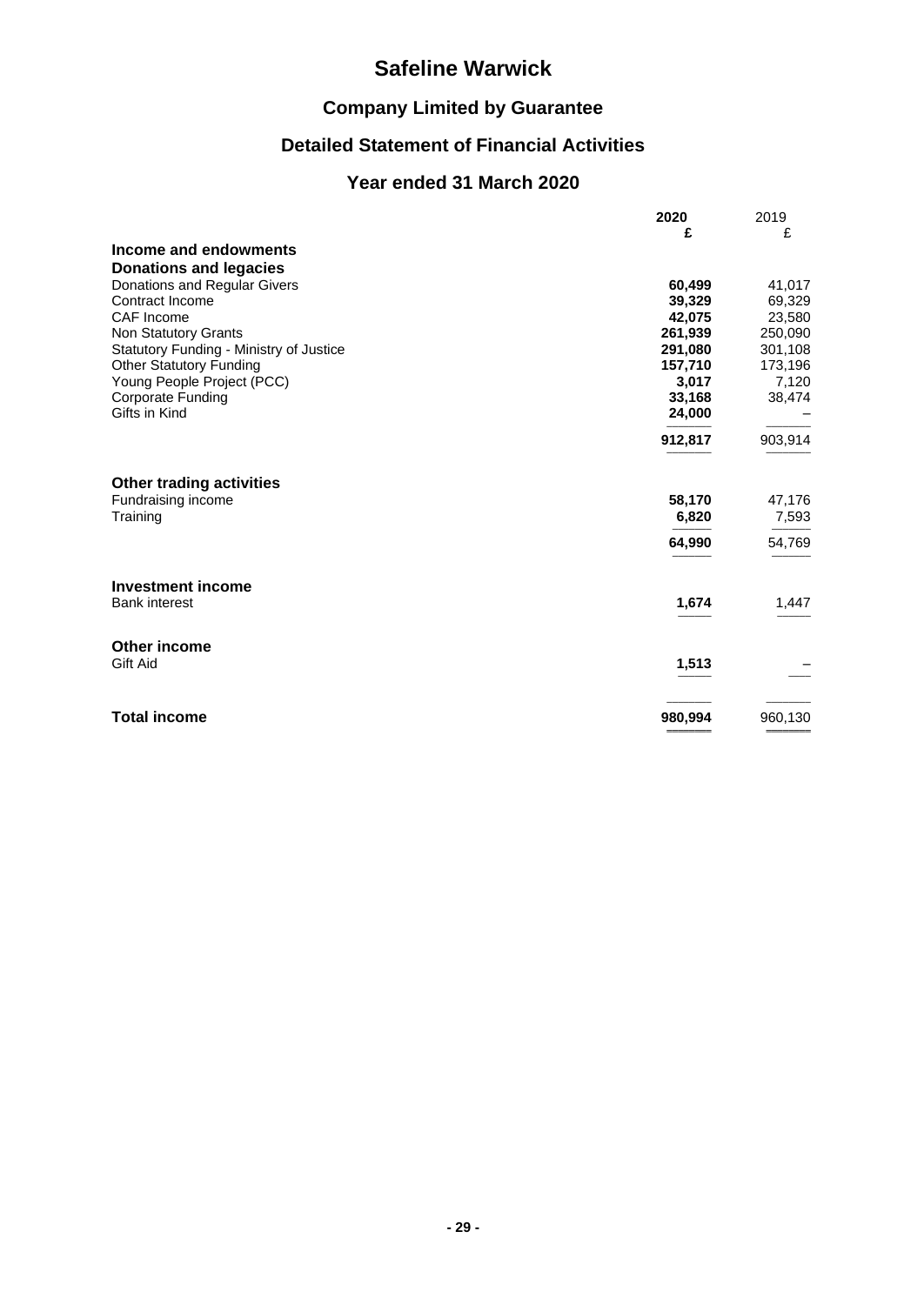# Safeline Warwick

## Company Limited by Guarantee

## Detailed Statement of Financial Activities

## Year ended 31 March 2020

| | **2020** | 2019 |
|---|---|---|
| | **£** | £ |
| **Income and endowments** | | |
| **Donations and legacies** | | |
| Donations and Regular Givers | **60,499** | 41,017 |
| Contract Income | **39,329** | 69,329 |
| CAF Income | **42,075** | 23,580 |
| Non Statutory Grants | **261,939** | 250,090 |
| Statutory Funding - Ministry of Justice | **291,080** | 301,108 |
| Other Statutory Funding | **157,710** | 173,196 |
| Young People Project (PCC) | **3,017** | 7,120 |
| Corporate Funding | **33,168** | 38,474 |
| Gifts in Kind | **24,000** | – |
| | **912,817** | 903,914 |
| **Other trading activities** | | |
| Fundraising income | **58,170** | 47,176 |
| Training | **6,820** | 7,593 |
| | **64,990** | 54,769 |
| **Investment income** | | |
| Bank interest | **1,674** | 1,447 |
| **Other income** | | |
| Gift Aid | **1,513** | – |
| **Total income** | **980,994** | 960,130 |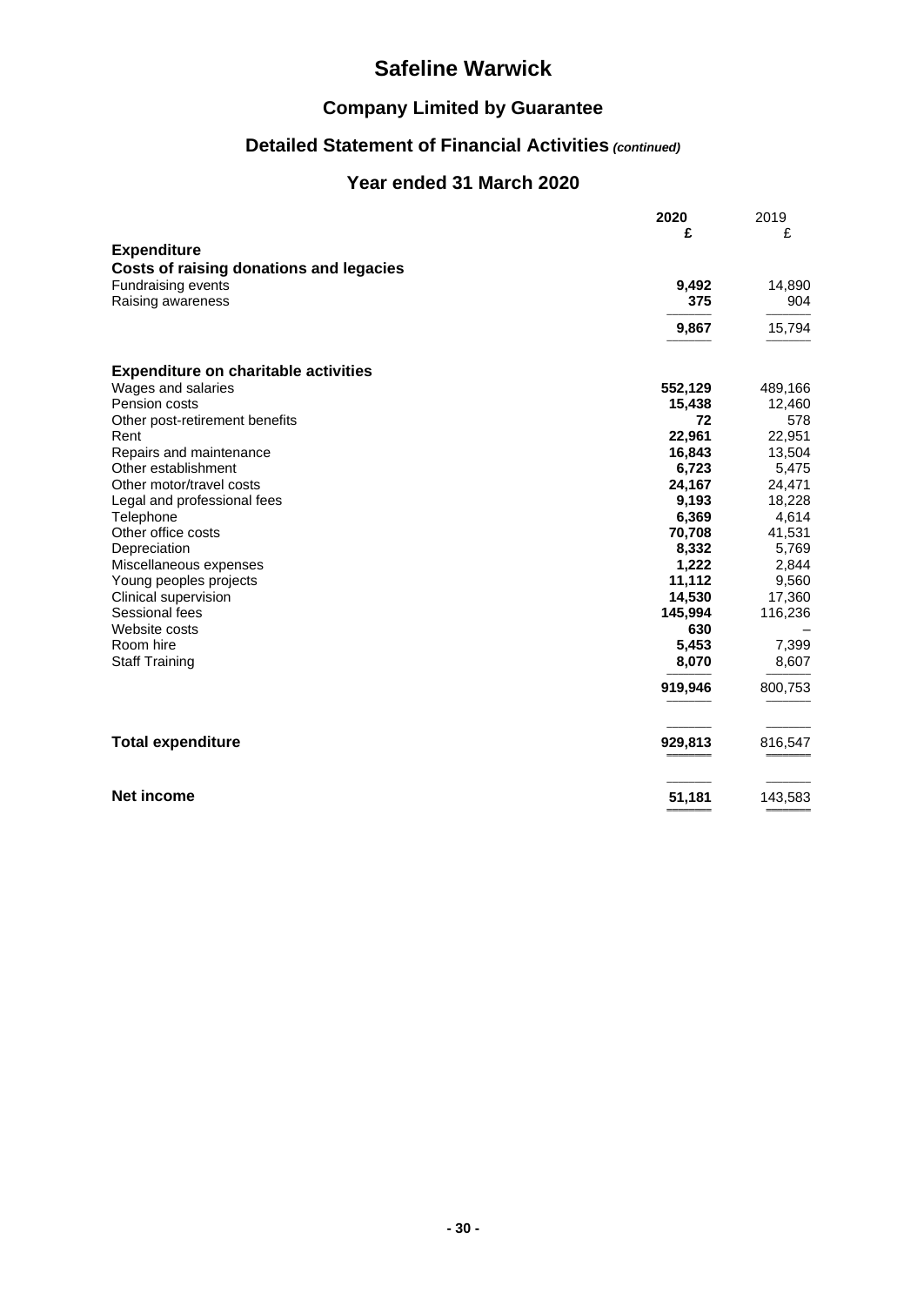# Safeline Warwick

## Company Limited by Guarantee

## Detailed Statement of Financial Activities *(continued)*

## Year ended 31 March 2020

| | 2020 £ | 2019 £ |
|---|---|---|
| **Expenditure** | | |
| **Costs of raising donations and legacies** | | |
| Fundraising events | **9,492** | 14,890 |
| Raising awareness | **375** | 904 |
| | **9,867** | 15,794 |
| | | |
| **Expenditure on charitable activities** | | |
| Wages and salaries | **552,129** | 489,166 |
| Pension costs | **15,438** | 12,460 |
| Other post-retirement benefits | **72** | 578 |
| Rent | **22,961** | 22,951 |
| Repairs and maintenance | **16,843** | 13,504 |
| Other establishment | **6,723** | 5,475 |
| Other motor/travel costs | **24,167** | 24,471 |
| Legal and professional fees | **9,193** | 18,228 |
| Telephone | **6,369** | 4,614 |
| Other office costs | **70,708** | 41,531 |
| Depreciation | **8,332** | 5,769 |
| Miscellaneous expenses | **1,222** | 2,844 |
| Young peoples projects | **11,112** | 9,560 |
| Clinical supervision | **14,530** | 17,360 |
| Sessional fees | **145,994** | 116,236 |
| Website costs | **630** | – |
| Room hire | **5,453** | 7,399 |
| Staff Training | **8,070** | 8,607 |
| | **919,946** | 800,753 |
| | | |
| **Total expenditure** | **929,813** | 816,547 |
| | | |
| **Net income** | **51,181** | 143,583 |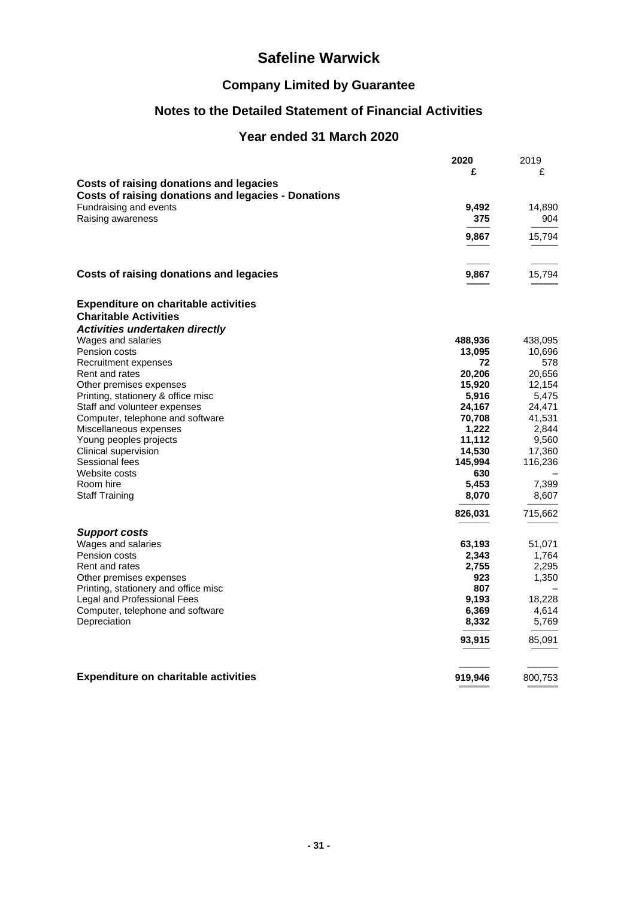# Safeline Warwick

## Company Limited by Guarantee

## Notes to the Detailed Statement of Financial Activities

## Year ended 31 March 2020

| | 2020 | 2019 |
|---|---|---|
| | £ | £ |
| **Costs of raising donations and legacies** | | |
| **Costs of raising donations and legacies - Donations** | | |
| Fundraising and events | **9,492** | 14,890 |
| Raising awareness | **375** | 904 |
| | **9,867** | 15,794 |
| | | |
| **Costs of raising donations and legacies** | **9,867** | 15,794 |
| | | |
| **Expenditure on charitable activities** | | |
| **Charitable Activities** | | |
| ***Activities undertaken directly*** | | |
| Wages and salaries | **488,936** | 438,095 |
| Pension costs | **13,095** | 10,696 |
| Recruitment expenses | **72** | 578 |
| Rent and rates | **20,206** | 20,656 |
| Other premises expenses | **15,920** | 12,154 |
| Printing, stationery & office misc | **5,916** | 5,475 |
| Staff and volunteer expenses | **24,167** | 24,471 |
| Computer, telephone and software | **70,708** | 41,531 |
| Miscellaneous expenses | **1,222** | 2,844 |
| Young peoples projects | **11,112** | 9,560 |
| Clinical supervision | **14,530** | 17,360 |
| Sessional fees | **145,994** | 116,236 |
| Website costs | **630** | – |
| Room hire | **5,453** | 7,399 |
| Staff Training | **8,070** | 8,607 |
| | **826,031** | 715,662 |
| ***Support costs*** | | |
| Wages and salaries | **63,193** | 51,071 |
| Pension costs | **2,343** | 1,764 |
| Rent and rates | **2,755** | 2,295 |
| Other premises expenses | **923** | 1,350 |
| Printing, stationery and office misc | **807** | – |
| Legal and Professional Fees | **9,193** | 18,228 |
| Computer, telephone and software | **6,369** | 4,614 |
| Depreciation | **8,332** | 5,769 |
| | **93,915** | 85,091 |
| | | |
| **Expenditure on charitable activities** | **919,946** | 800,753 |